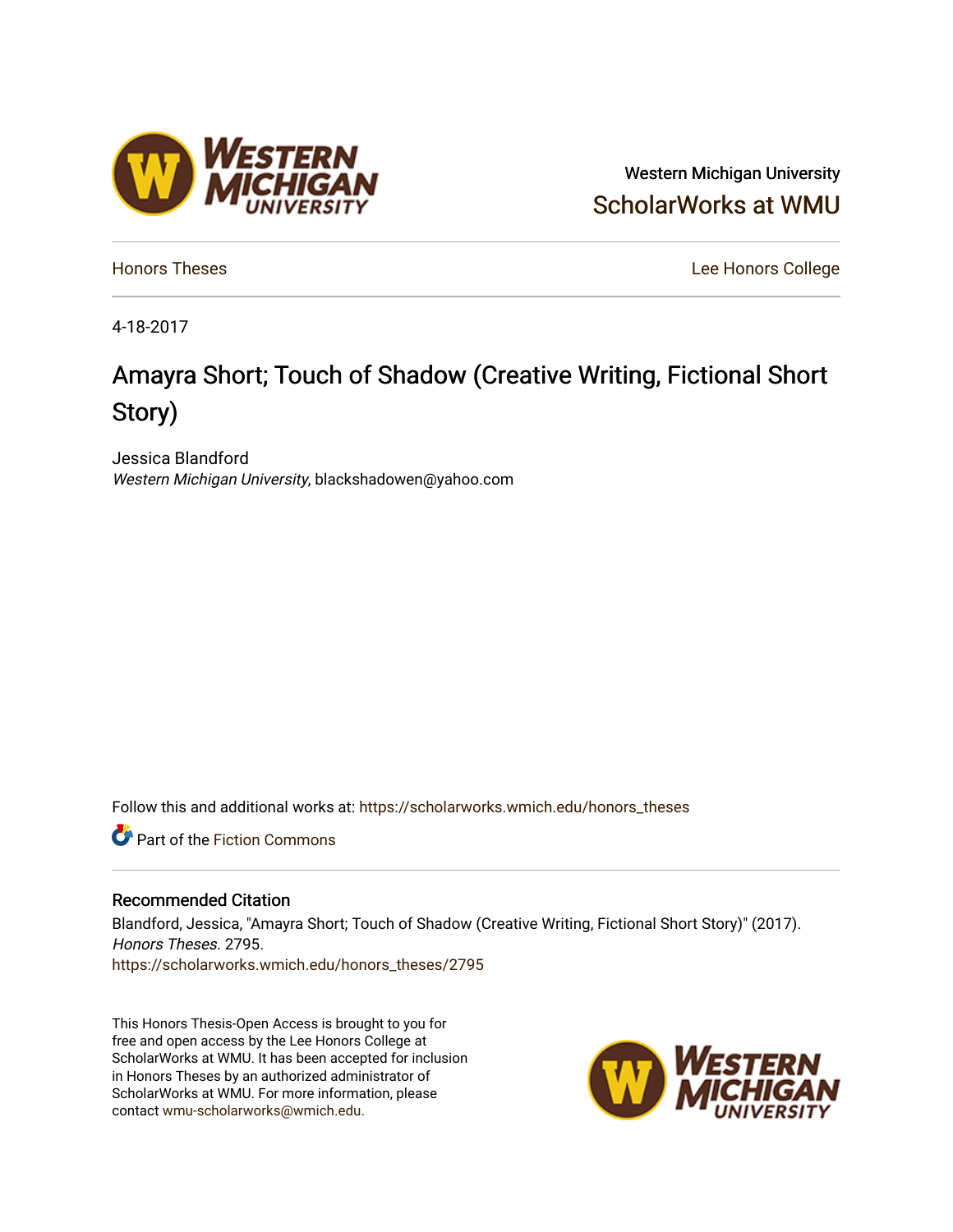Western Michigan University

ScholarWorks at WMU

Honors Theses

Lee Honors College

4-18-2017

# Amayra Short; Touch of Shadow (Creative Writing, Fictional Short Story)

Jessica Blandford
*Western Michigan University*, blackshadowen@yahoo.com

Follow this and additional works at: https://scholarworks.wmich.edu/honors_theses

Part of the Fiction Commons

## Recommended Citation

Blandford, Jessica, "Amayra Short; Touch of Shadow (Creative Writing, Fictional Short Story)" (2017). *Honors Theses*. 2795.
https://scholarworks.wmich.edu/honors_theses/2795

This Honors Thesis-Open Access is brought to you for free and open access by the Lee Honors College at ScholarWorks at WMU. It has been accepted for inclusion in Honors Theses by an authorized administrator of ScholarWorks at WMU. For more information, please contact wmu-scholarworks@wmich.edu.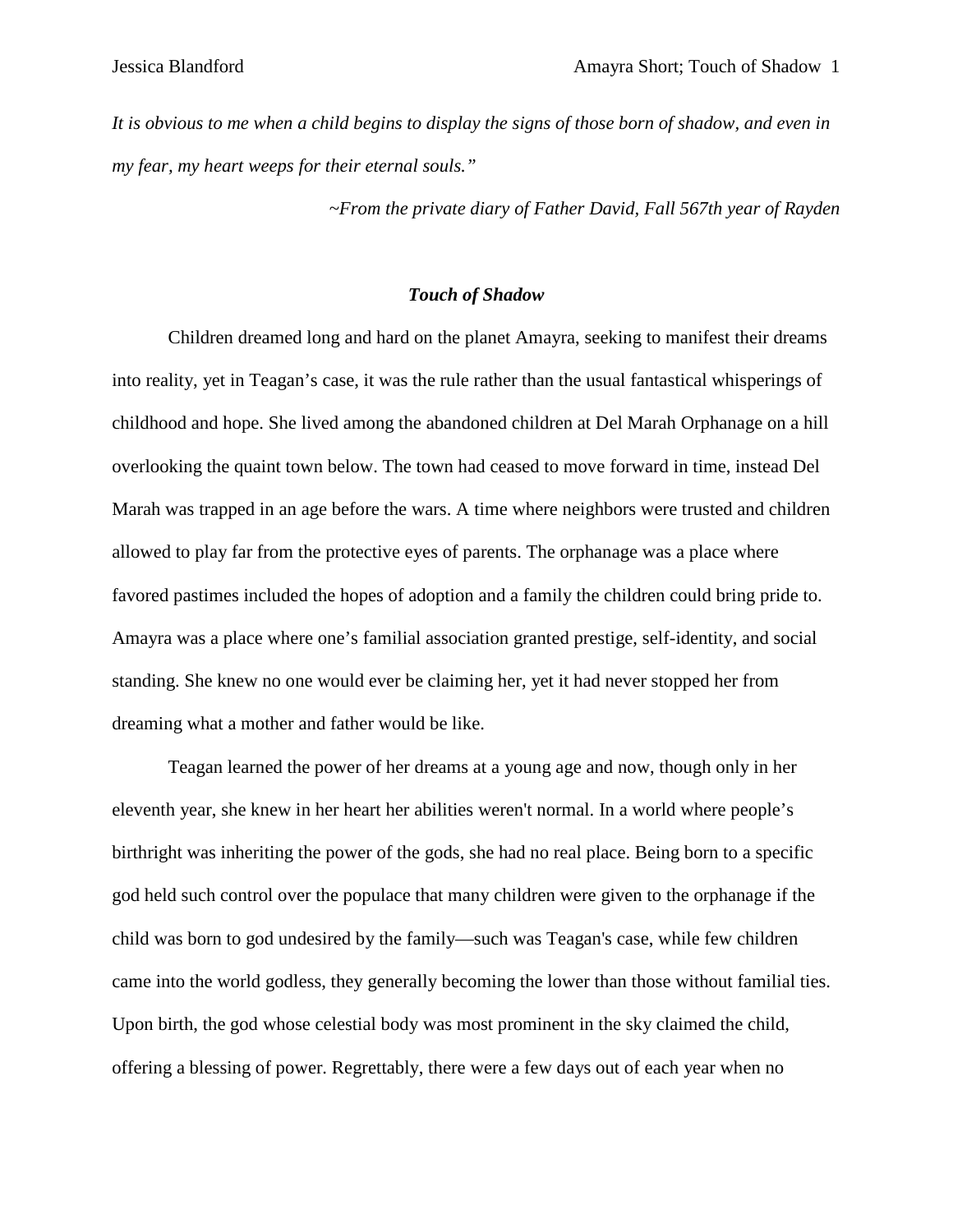*It is obvious to me when a child begins to display the signs of those born of shadow, and even in my fear, my heart weeps for their eternal souls."*

*~From the private diary of Father David, Fall 567th year of Rayden*

### ***Touch of Shadow***

Children dreamed long and hard on the planet Amayra, seeking to manifest their dreams into reality, yet in Teagan's case, it was the rule rather than the usual fantastical whisperings of childhood and hope. She lived among the abandoned children at Del Marah Orphanage on a hill overlooking the quaint town below. The town had ceased to move forward in time, instead Del Marah was trapped in an age before the wars. A time where neighbors were trusted and children allowed to play far from the protective eyes of parents. The orphanage was a place where favored pastimes included the hopes of adoption and a family the children could bring pride to. Amayra was a place where one's familial association granted prestige, self-identity, and social standing. She knew no one would ever be claiming her, yet it had never stopped her from dreaming what a mother and father would be like.

Teagan learned the power of her dreams at a young age and now, though only in her eleventh year, she knew in her heart her abilities weren't normal. In a world where people's birthright was inheriting the power of the gods, she had no real place. Being born to a specific god held such control over the populace that many children were given to the orphanage if the child was born to god undesired by the family—such was Teagan's case, while few children came into the world godless, they generally becoming the lower than those without familial ties. Upon birth, the god whose celestial body was most prominent in the sky claimed the child, offering a blessing of power. Regrettably, there were a few days out of each year when no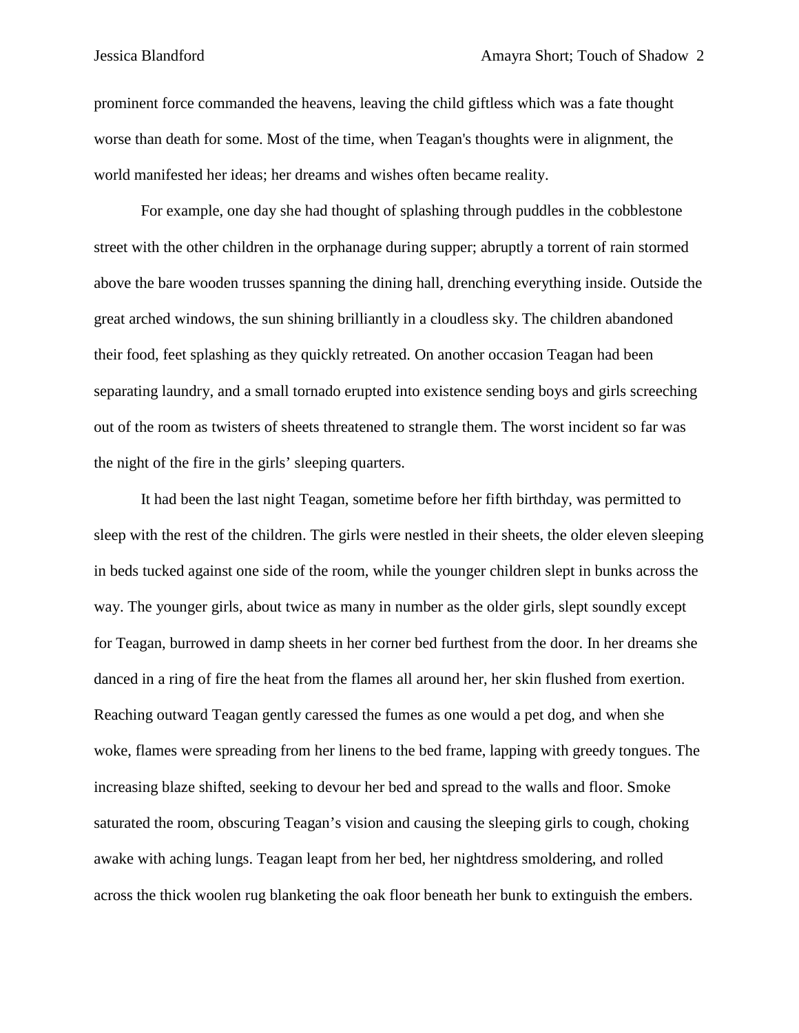prominent force commanded the heavens, leaving the child giftless which was a fate thought worse than death for some. Most of the time, when Teagan's thoughts were in alignment, the world manifested her ideas; her dreams and wishes often became reality.

For example, one day she had thought of splashing through puddles in the cobblestone street with the other children in the orphanage during supper; abruptly a torrent of rain stormed above the bare wooden trusses spanning the dining hall, drenching everything inside. Outside the great arched windows, the sun shining brilliantly in a cloudless sky. The children abandoned their food, feet splashing as they quickly retreated. On another occasion Teagan had been separating laundry, and a small tornado erupted into existence sending boys and girls screeching out of the room as twisters of sheets threatened to strangle them. The worst incident so far was the night of the fire in the girls' sleeping quarters.

It had been the last night Teagan, sometime before her fifth birthday, was permitted to sleep with the rest of the children. The girls were nestled in their sheets, the older eleven sleeping in beds tucked against one side of the room, while the younger children slept in bunks across the way. The younger girls, about twice as many in number as the older girls, slept soundly except for Teagan, burrowed in damp sheets in her corner bed furthest from the door. In her dreams she danced in a ring of fire the heat from the flames all around her, her skin flushed from exertion. Reaching outward Teagan gently caressed the fumes as one would a pet dog, and when she woke, flames were spreading from her linens to the bed frame, lapping with greedy tongues. The increasing blaze shifted, seeking to devour her bed and spread to the walls and floor. Smoke saturated the room, obscuring Teagan's vision and causing the sleeping girls to cough, choking awake with aching lungs. Teagan leapt from her bed, her nightdress smoldering, and rolled across the thick woolen rug blanketing the oak floor beneath her bunk to extinguish the embers.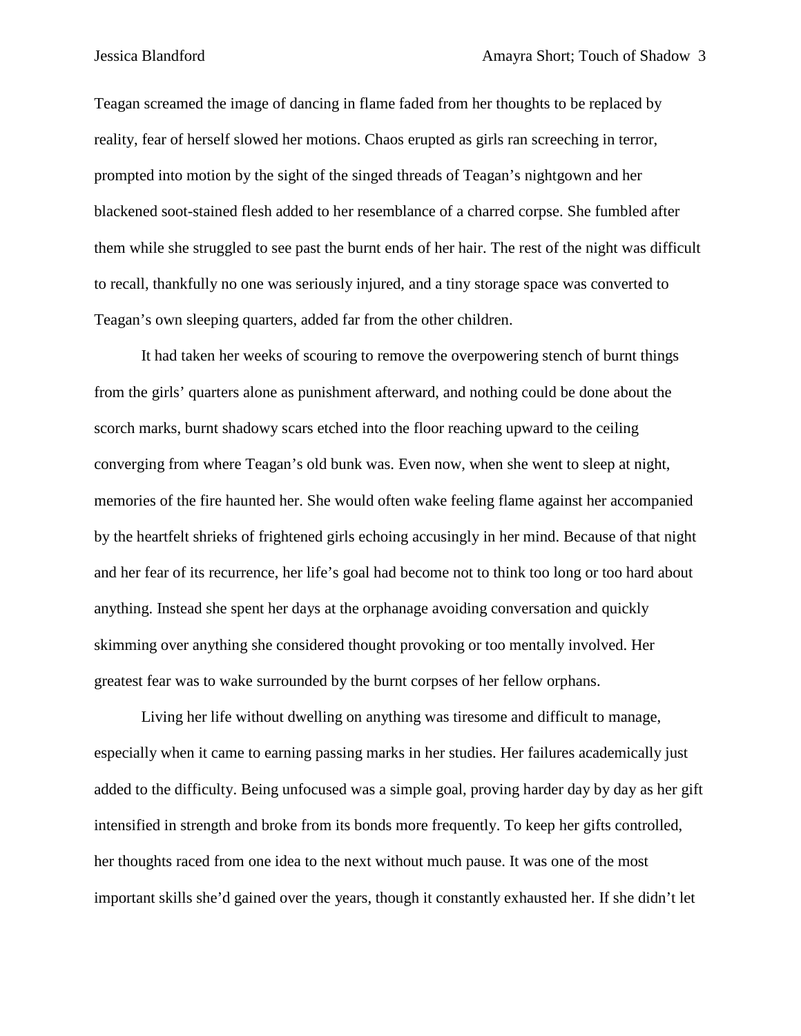Teagan screamed the image of dancing in flame faded from her thoughts to be replaced by reality, fear of herself slowed her motions. Chaos erupted as girls ran screeching in terror, prompted into motion by the sight of the singed threads of Teagan's nightgown and her blackened soot-stained flesh added to her resemblance of a charred corpse. She fumbled after them while she struggled to see past the burnt ends of her hair. The rest of the night was difficult to recall, thankfully no one was seriously injured, and a tiny storage space was converted to Teagan's own sleeping quarters, added far from the other children.

It had taken her weeks of scouring to remove the overpowering stench of burnt things from the girls' quarters alone as punishment afterward, and nothing could be done about the scorch marks, burnt shadowy scars etched into the floor reaching upward to the ceiling converging from where Teagan's old bunk was. Even now, when she went to sleep at night, memories of the fire haunted her. She would often wake feeling flame against her accompanied by the heartfelt shrieks of frightened girls echoing accusingly in her mind. Because of that night and her fear of its recurrence, her life's goal had become not to think too long or too hard about anything. Instead she spent her days at the orphanage avoiding conversation and quickly skimming over anything she considered thought provoking or too mentally involved. Her greatest fear was to wake surrounded by the burnt corpses of her fellow orphans.

Living her life without dwelling on anything was tiresome and difficult to manage, especially when it came to earning passing marks in her studies. Her failures academically just added to the difficulty. Being unfocused was a simple goal, proving harder day by day as her gift intensified in strength and broke from its bonds more frequently. To keep her gifts controlled, her thoughts raced from one idea to the next without much pause. It was one of the most important skills she'd gained over the years, though it constantly exhausted her. If she didn't let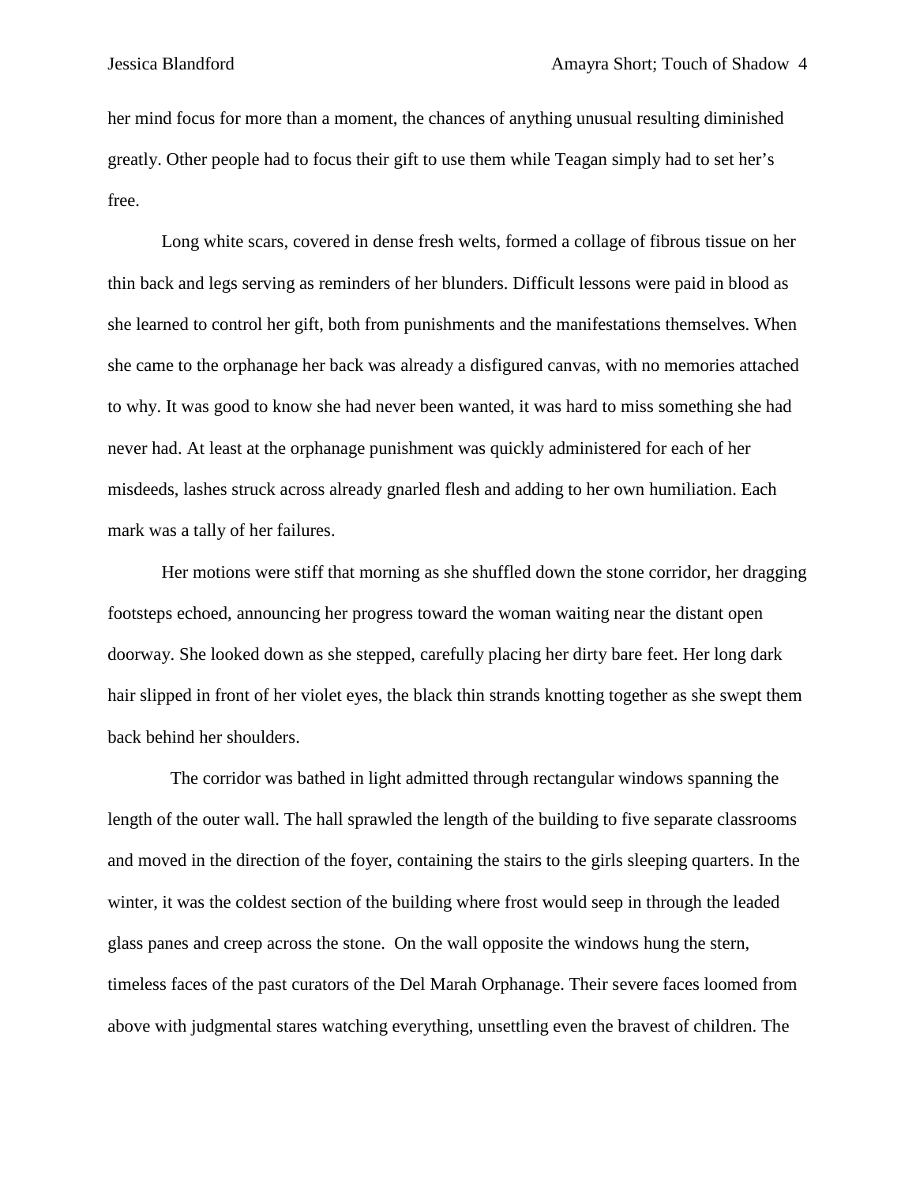her mind focus for more than a moment, the chances of anything unusual resulting diminished greatly. Other people had to focus their gift to use them while Teagan simply had to set her's free.

Long white scars, covered in dense fresh welts, formed a collage of fibrous tissue on her thin back and legs serving as reminders of her blunders. Difficult lessons were paid in blood as she learned to control her gift, both from punishments and the manifestations themselves. When she came to the orphanage her back was already a disfigured canvas, with no memories attached to why. It was good to know she had never been wanted, it was hard to miss something she had never had. At least at the orphanage punishment was quickly administered for each of her misdeeds, lashes struck across already gnarled flesh and adding to her own humiliation. Each mark was a tally of her failures.

Her motions were stiff that morning as she shuffled down the stone corridor, her dragging footsteps echoed, announcing her progress toward the woman waiting near the distant open doorway. She looked down as she stepped, carefully placing her dirty bare feet. Her long dark hair slipped in front of her violet eyes, the black thin strands knotting together as she swept them back behind her shoulders.

The corridor was bathed in light admitted through rectangular windows spanning the length of the outer wall. The hall sprawled the length of the building to five separate classrooms and moved in the direction of the foyer, containing the stairs to the girls sleeping quarters. In the winter, it was the coldest section of the building where frost would seep in through the leaded glass panes and creep across the stone. On the wall opposite the windows hung the stern, timeless faces of the past curators of the Del Marah Orphanage. Their severe faces loomed from above with judgmental stares watching everything, unsettling even the bravest of children. The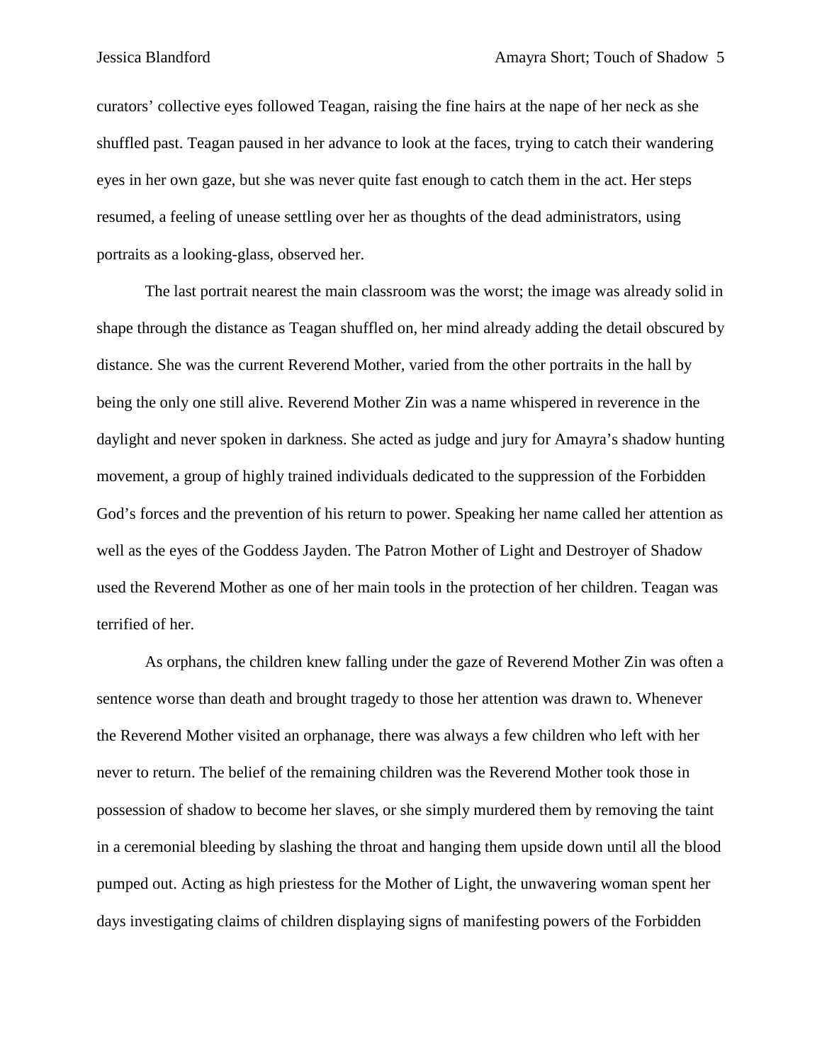curators' collective eyes followed Teagan, raising the fine hairs at the nape of her neck as she shuffled past. Teagan paused in her advance to look at the faces, trying to catch their wandering eyes in her own gaze, but she was never quite fast enough to catch them in the act. Her steps resumed, a feeling of unease settling over her as thoughts of the dead administrators, using portraits as a looking-glass, observed her.

The last portrait nearest the main classroom was the worst; the image was already solid in shape through the distance as Teagan shuffled on, her mind already adding the detail obscured by distance. She was the current Reverend Mother, varied from the other portraits in the hall by being the only one still alive. Reverend Mother Zin was a name whispered in reverence in the daylight and never spoken in darkness. She acted as judge and jury for Amayra's shadow hunting movement, a group of highly trained individuals dedicated to the suppression of the Forbidden God's forces and the prevention of his return to power. Speaking her name called her attention as well as the eyes of the Goddess Jayden. The Patron Mother of Light and Destroyer of Shadow used the Reverend Mother as one of her main tools in the protection of her children. Teagan was terrified of her.

As orphans, the children knew falling under the gaze of Reverend Mother Zin was often a sentence worse than death and brought tragedy to those her attention was drawn to. Whenever the Reverend Mother visited an orphanage, there was always a few children who left with her never to return. The belief of the remaining children was the Reverend Mother took those in possession of shadow to become her slaves, or she simply murdered them by removing the taint in a ceremonial bleeding by slashing the throat and hanging them upside down until all the blood pumped out. Acting as high priestess for the Mother of Light, the unwavering woman spent her days investigating claims of children displaying signs of manifesting powers of the Forbidden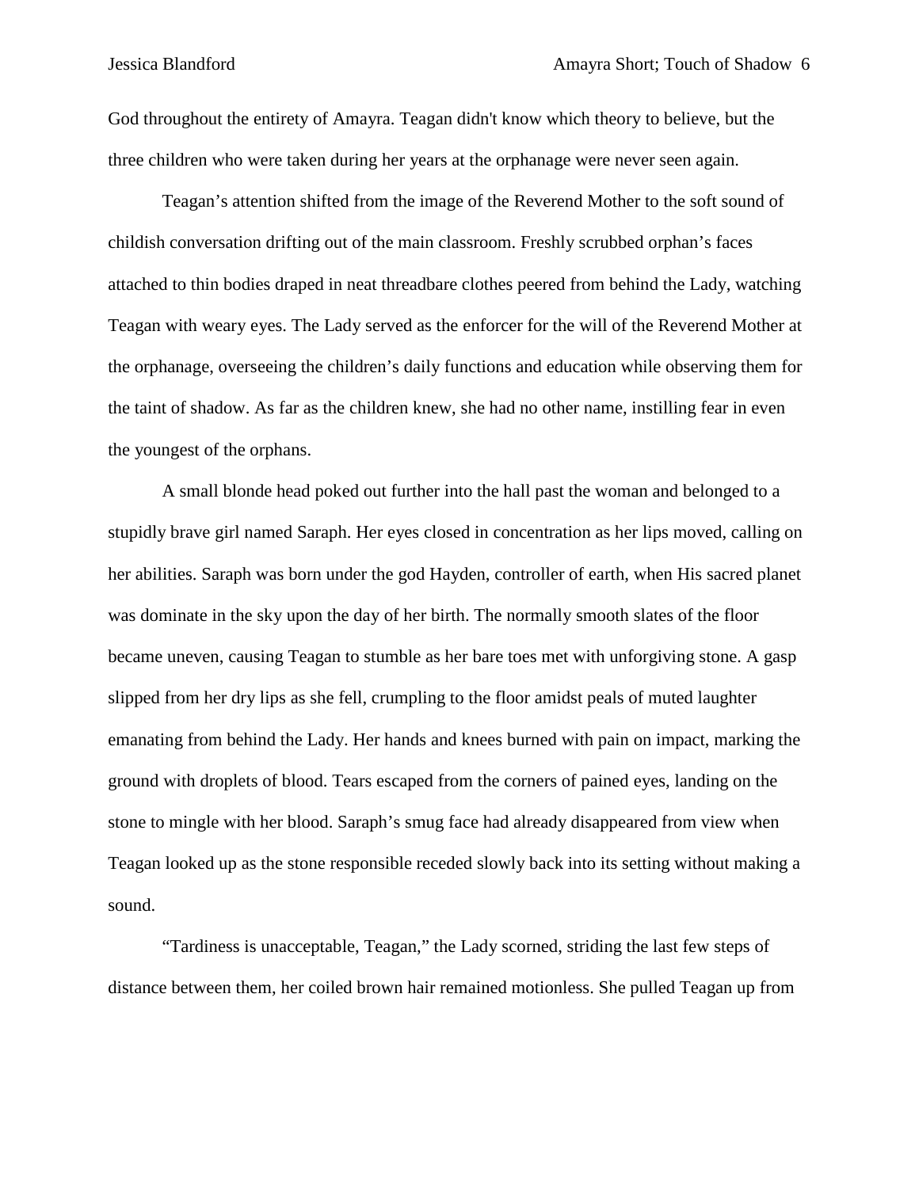God throughout the entirety of Amayra. Teagan didn't know which theory to believe, but the three children who were taken during her years at the orphanage were never seen again.

Teagan's attention shifted from the image of the Reverend Mother to the soft sound of childish conversation drifting out of the main classroom. Freshly scrubbed orphan's faces attached to thin bodies draped in neat threadbare clothes peered from behind the Lady, watching Teagan with weary eyes. The Lady served as the enforcer for the will of the Reverend Mother at the orphanage, overseeing the children's daily functions and education while observing them for the taint of shadow. As far as the children knew, she had no other name, instilling fear in even the youngest of the orphans.

A small blonde head poked out further into the hall past the woman and belonged to a stupidly brave girl named Saraph. Her eyes closed in concentration as her lips moved, calling on her abilities. Saraph was born under the god Hayden, controller of earth, when His sacred planet was dominate in the sky upon the day of her birth. The normally smooth slates of the floor became uneven, causing Teagan to stumble as her bare toes met with unforgiving stone. A gasp slipped from her dry lips as she fell, crumpling to the floor amidst peals of muted laughter emanating from behind the Lady. Her hands and knees burned with pain on impact, marking the ground with droplets of blood. Tears escaped from the corners of pained eyes, landing on the stone to mingle with her blood. Saraph's smug face had already disappeared from view when Teagan looked up as the stone responsible receded slowly back into its setting without making a sound.

"Tardiness is unacceptable, Teagan," the Lady scorned, striding the last few steps of distance between them, her coiled brown hair remained motionless. She pulled Teagan up from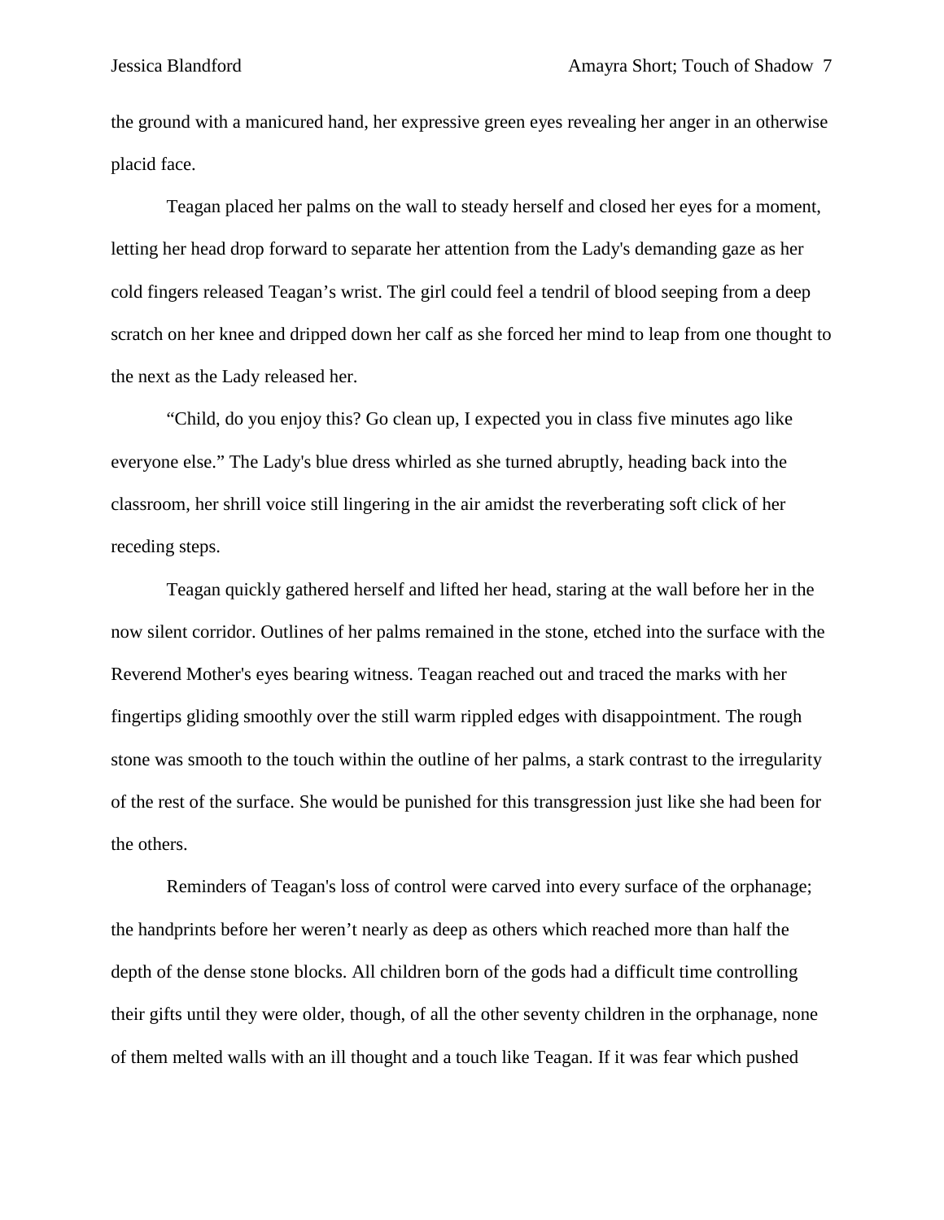the ground with a manicured hand, her expressive green eyes revealing her anger in an otherwise placid face.

Teagan placed her palms on the wall to steady herself and closed her eyes for a moment, letting her head drop forward to separate her attention from the Lady's demanding gaze as her cold fingers released Teagan’s wrist. The girl could feel a tendril of blood seeping from a deep scratch on her knee and dripped down her calf as she forced her mind to leap from one thought to the next as the Lady released her.

“Child, do you enjoy this? Go clean up, I expected you in class five minutes ago like everyone else.” The Lady's blue dress whirled as she turned abruptly, heading back into the classroom, her shrill voice still lingering in the air amidst the reverberating soft click of her receding steps.

Teagan quickly gathered herself and lifted her head, staring at the wall before her in the now silent corridor. Outlines of her palms remained in the stone, etched into the surface with the Reverend Mother's eyes bearing witness. Teagan reached out and traced the marks with her fingertips gliding smoothly over the still warm rippled edges with disappointment. The rough stone was smooth to the touch within the outline of her palms, a stark contrast to the irregularity of the rest of the surface. She would be punished for this transgression just like she had been for the others.

Reminders of Teagan's loss of control were carved into every surface of the orphanage; the handprints before her weren’t nearly as deep as others which reached more than half the depth of the dense stone blocks. All children born of the gods had a difficult time controlling their gifts until they were older, though, of all the other seventy children in the orphanage, none of them melted walls with an ill thought and a touch like Teagan. If it was fear which pushed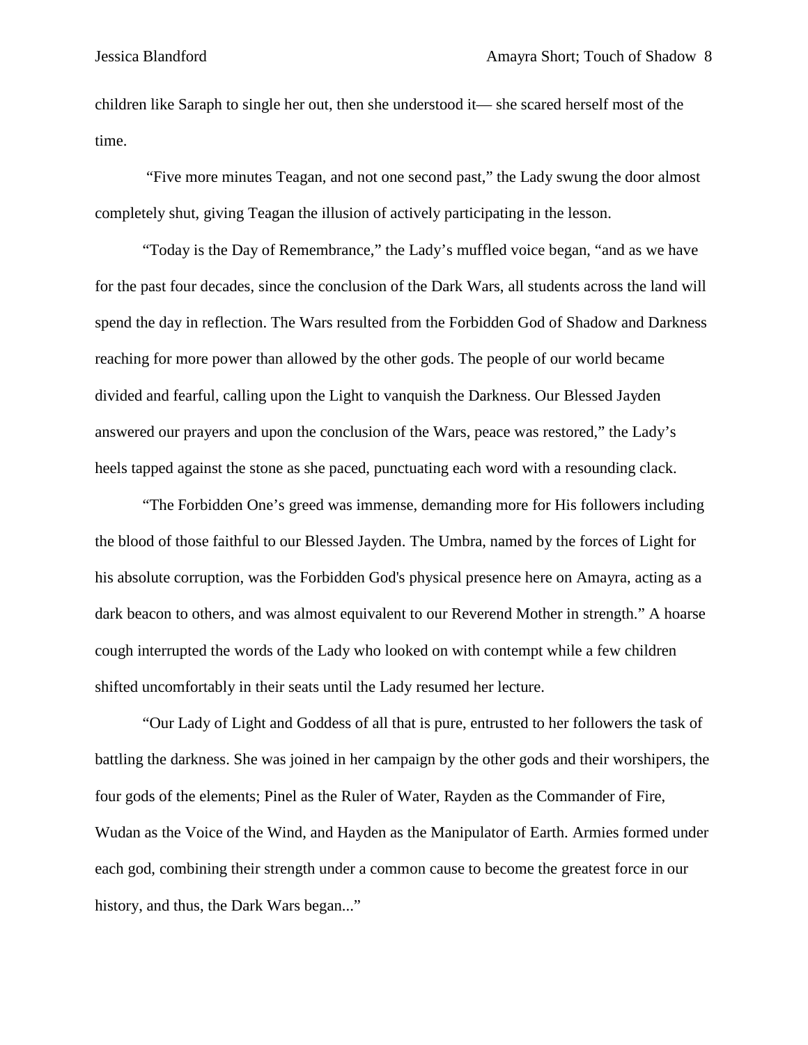children like Saraph to single her out, then she understood it— she scared herself most of the time.

"Five more minutes Teagan, and not one second past," the Lady swung the door almost completely shut, giving Teagan the illusion of actively participating in the lesson.

"Today is the Day of Remembrance," the Lady's muffled voice began, "and as we have for the past four decades, since the conclusion of the Dark Wars, all students across the land will spend the day in reflection. The Wars resulted from the Forbidden God of Shadow and Darkness reaching for more power than allowed by the other gods. The people of our world became divided and fearful, calling upon the Light to vanquish the Darkness. Our Blessed Jayden answered our prayers and upon the conclusion of the Wars, peace was restored," the Lady's heels tapped against the stone as she paced, punctuating each word with a resounding clack.

"The Forbidden One's greed was immense, demanding more for His followers including the blood of those faithful to our Blessed Jayden. The Umbra, named by the forces of Light for his absolute corruption, was the Forbidden God's physical presence here on Amayra, acting as a dark beacon to others, and was almost equivalent to our Reverend Mother in strength." A hoarse cough interrupted the words of the Lady who looked on with contempt while a few children shifted uncomfortably in their seats until the Lady resumed her lecture.

"Our Lady of Light and Goddess of all that is pure, entrusted to her followers the task of battling the darkness. She was joined in her campaign by the other gods and their worshipers, the four gods of the elements; Pinel as the Ruler of Water, Rayden as the Commander of Fire, Wudan as the Voice of the Wind, and Hayden as the Manipulator of Earth. Armies formed under each god, combining their strength under a common cause to become the greatest force in our history, and thus, the Dark Wars began..."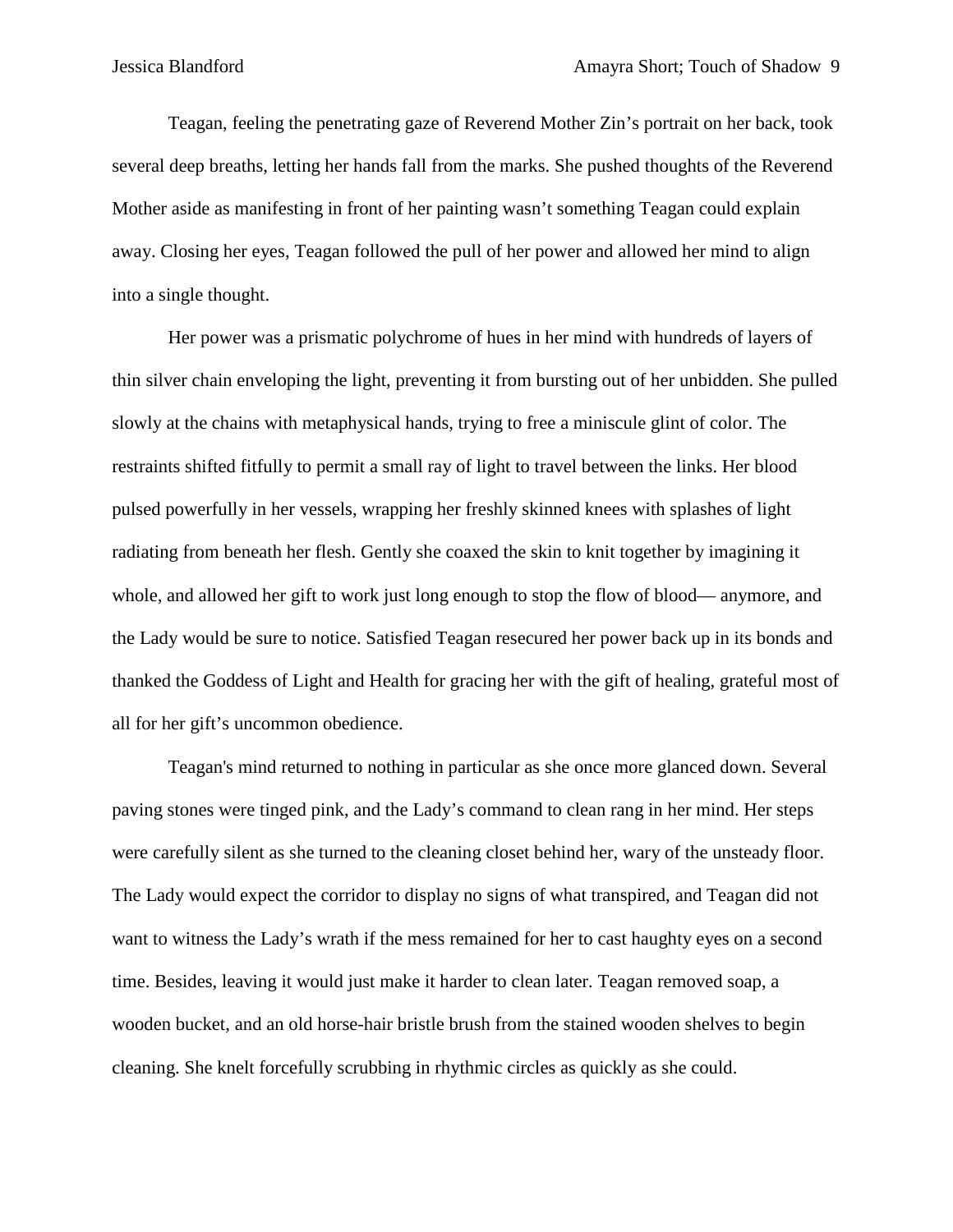Teagan, feeling the penetrating gaze of Reverend Mother Zin's portrait on her back, took several deep breaths, letting her hands fall from the marks. She pushed thoughts of the Reverend Mother aside as manifesting in front of her painting wasn't something Teagan could explain away. Closing her eyes, Teagan followed the pull of her power and allowed her mind to align into a single thought.

Her power was a prismatic polychrome of hues in her mind with hundreds of layers of thin silver chain enveloping the light, preventing it from bursting out of her unbidden. She pulled slowly at the chains with metaphysical hands, trying to free a miniscule glint of color. The restraints shifted fitfully to permit a small ray of light to travel between the links. Her blood pulsed powerfully in her vessels, wrapping her freshly skinned knees with splashes of light radiating from beneath her flesh. Gently she coaxed the skin to knit together by imagining it whole, and allowed her gift to work just long enough to stop the flow of blood— anymore, and the Lady would be sure to notice. Satisfied Teagan resecured her power back up in its bonds and thanked the Goddess of Light and Health for gracing her with the gift of healing, grateful most of all for her gift's uncommon obedience.

Teagan's mind returned to nothing in particular as she once more glanced down. Several paving stones were tinged pink, and the Lady's command to clean rang in her mind. Her steps were carefully silent as she turned to the cleaning closet behind her, wary of the unsteady floor. The Lady would expect the corridor to display no signs of what transpired, and Teagan did not want to witness the Lady's wrath if the mess remained for her to cast haughty eyes on a second time. Besides, leaving it would just make it harder to clean later. Teagan removed soap, a wooden bucket, and an old horse-hair bristle brush from the stained wooden shelves to begin cleaning. She knelt forcefully scrubbing in rhythmic circles as quickly as she could.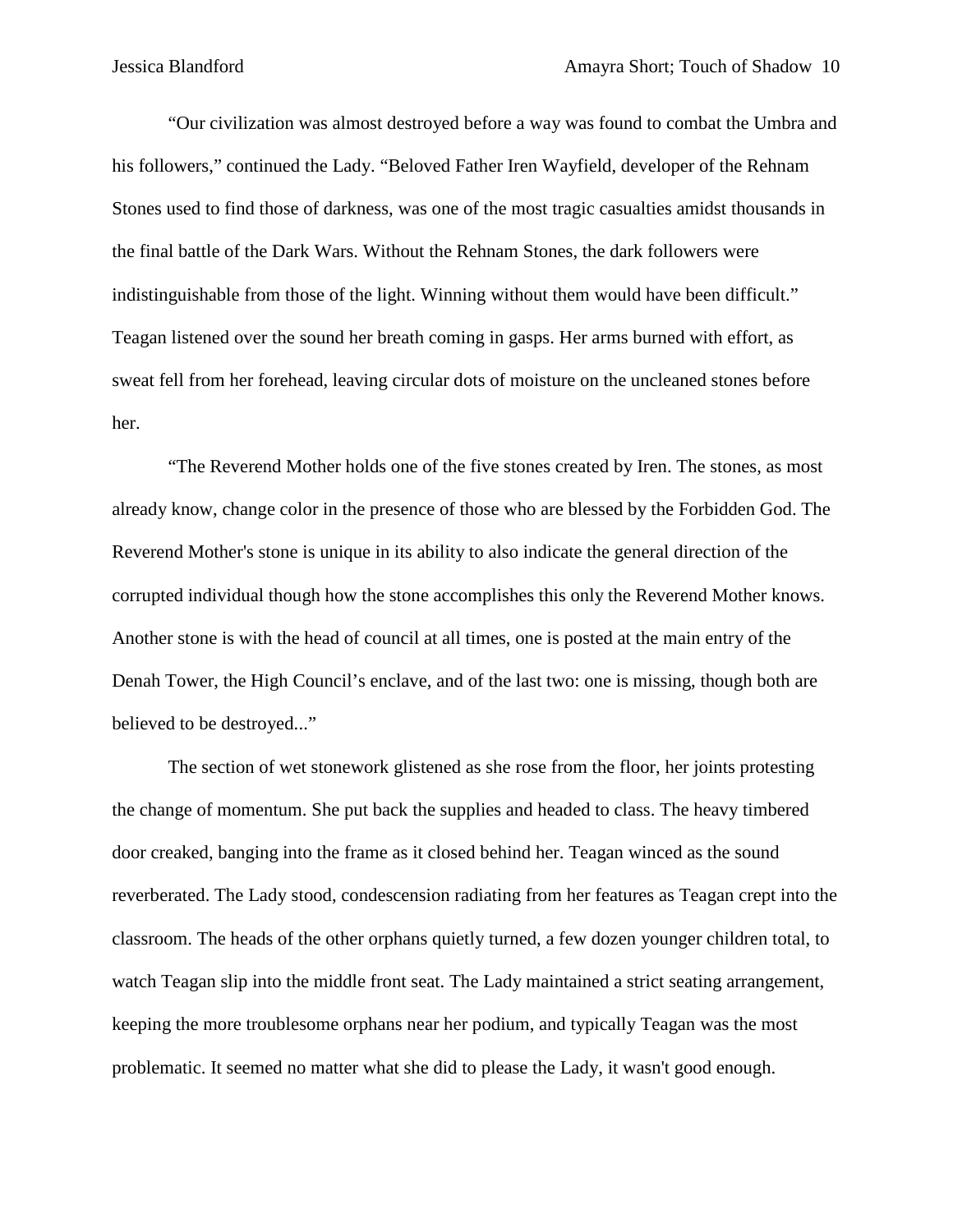"Our civilization was almost destroyed before a way was found to combat the Umbra and his followers," continued the Lady. "Beloved Father Iren Wayfield, developer of the Rehnam Stones used to find those of darkness, was one of the most tragic casualties amidst thousands in the final battle of the Dark Wars. Without the Rehnam Stones, the dark followers were indistinguishable from those of the light. Winning without them would have been difficult." Teagan listened over the sound her breath coming in gasps. Her arms burned with effort, as sweat fell from her forehead, leaving circular dots of moisture on the uncleaned stones before her.

"The Reverend Mother holds one of the five stones created by Iren. The stones, as most already know, change color in the presence of those who are blessed by the Forbidden God. The Reverend Mother's stone is unique in its ability to also indicate the general direction of the corrupted individual though how the stone accomplishes this only the Reverend Mother knows. Another stone is with the head of council at all times, one is posted at the main entry of the Denah Tower, the High Council's enclave, and of the last two: one is missing, though both are believed to be destroyed..."

The section of wet stonework glistened as she rose from the floor, her joints protesting the change of momentum. She put back the supplies and headed to class. The heavy timbered door creaked, banging into the frame as it closed behind her. Teagan winced as the sound reverberated. The Lady stood, condescension radiating from her features as Teagan crept into the classroom. The heads of the other orphans quietly turned, a few dozen younger children total, to watch Teagan slip into the middle front seat. The Lady maintained a strict seating arrangement, keeping the more troublesome orphans near her podium, and typically Teagan was the most problematic. It seemed no matter what she did to please the Lady, it wasn't good enough.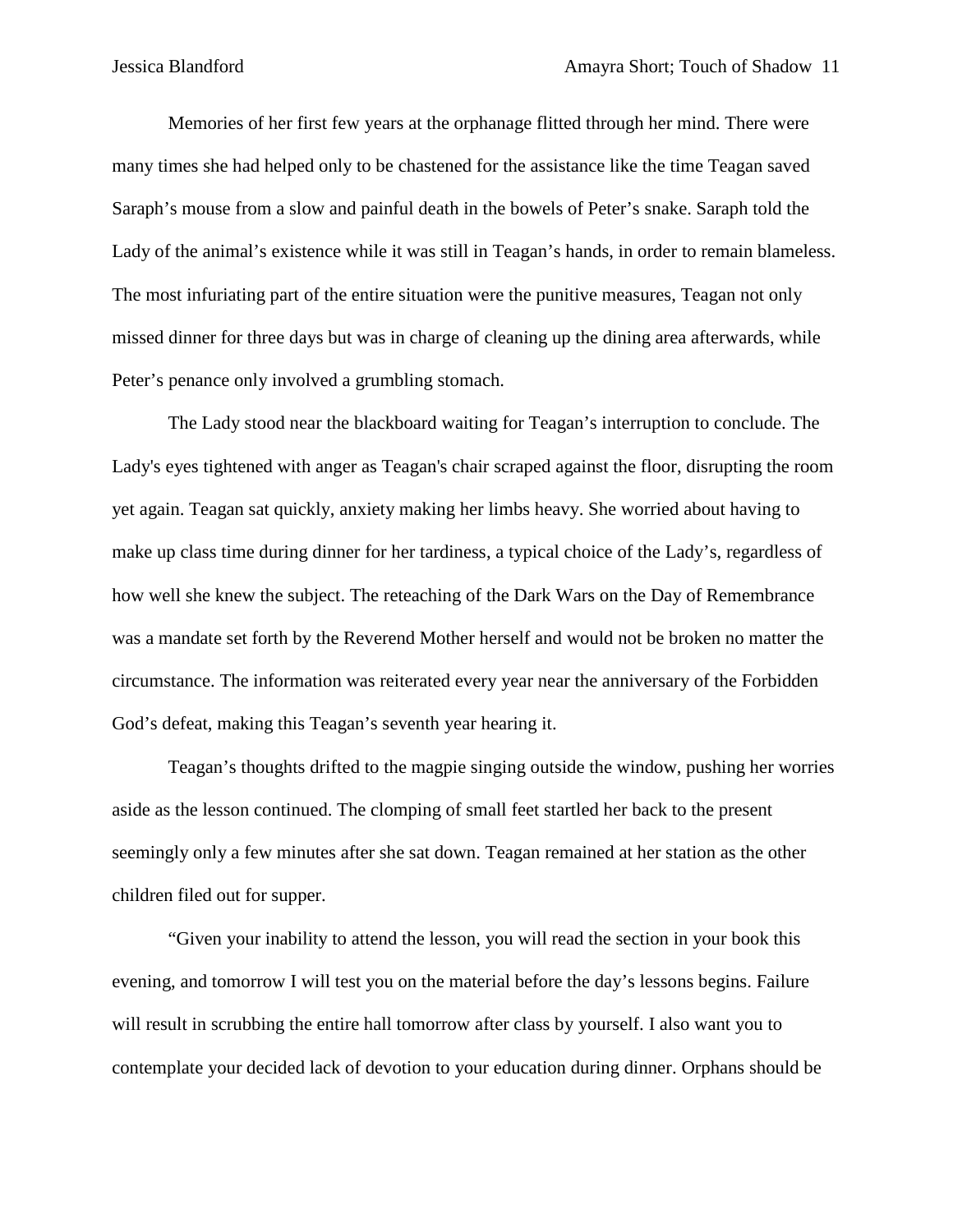Memories of her first few years at the orphanage flitted through her mind. There were many times she had helped only to be chastened for the assistance like the time Teagan saved Saraph's mouse from a slow and painful death in the bowels of Peter's snake. Saraph told the Lady of the animal's existence while it was still in Teagan's hands, in order to remain blameless. The most infuriating part of the entire situation were the punitive measures, Teagan not only missed dinner for three days but was in charge of cleaning up the dining area afterwards, while Peter's penance only involved a grumbling stomach.

The Lady stood near the blackboard waiting for Teagan's interruption to conclude. The Lady's eyes tightened with anger as Teagan's chair scraped against the floor, disrupting the room yet again. Teagan sat quickly, anxiety making her limbs heavy. She worried about having to make up class time during dinner for her tardiness, a typical choice of the Lady's, regardless of how well she knew the subject. The reteaching of the Dark Wars on the Day of Remembrance was a mandate set forth by the Reverend Mother herself and would not be broken no matter the circumstance. The information was reiterated every year near the anniversary of the Forbidden God's defeat, making this Teagan's seventh year hearing it.

Teagan's thoughts drifted to the magpie singing outside the window, pushing her worries aside as the lesson continued. The clomping of small feet startled her back to the present seemingly only a few minutes after she sat down. Teagan remained at her station as the other children filed out for supper.

"Given your inability to attend the lesson, you will read the section in your book this evening, and tomorrow I will test you on the material before the day's lessons begins. Failure will result in scrubbing the entire hall tomorrow after class by yourself. I also want you to contemplate your decided lack of devotion to your education during dinner. Orphans should be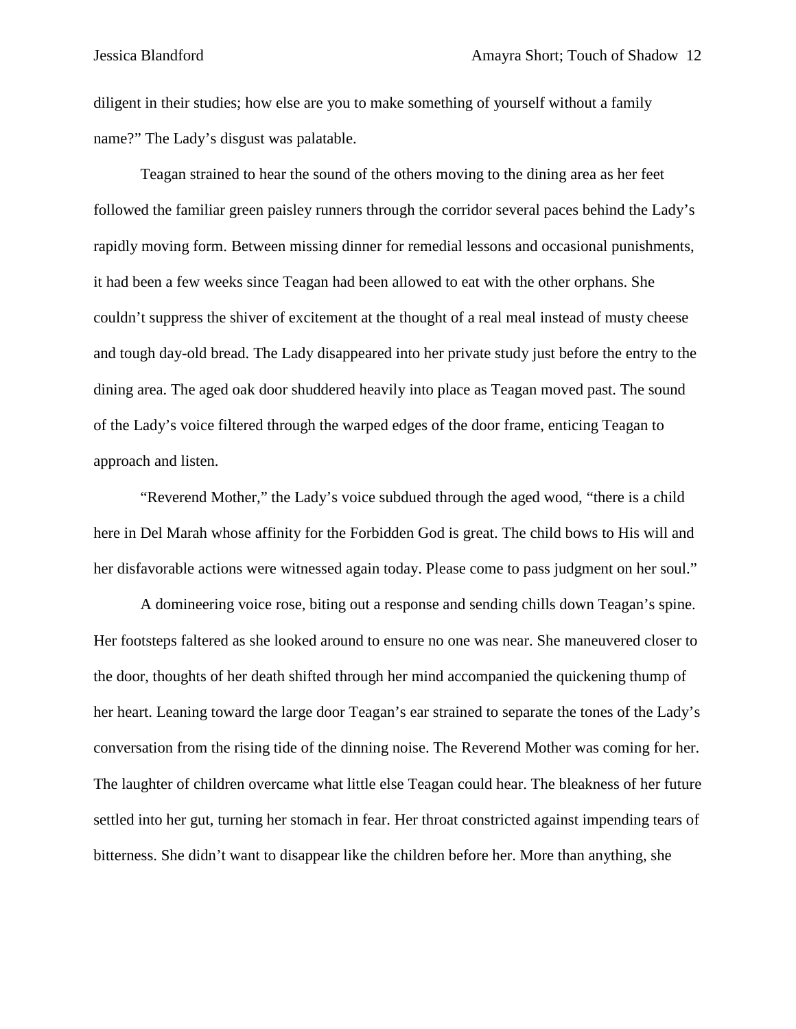diligent in their studies; how else are you to make something of yourself without a family name?" The Lady's disgust was palatable.

Teagan strained to hear the sound of the others moving to the dining area as her feet followed the familiar green paisley runners through the corridor several paces behind the Lady's rapidly moving form. Between missing dinner for remedial lessons and occasional punishments, it had been a few weeks since Teagan had been allowed to eat with the other orphans. She couldn't suppress the shiver of excitement at the thought of a real meal instead of musty cheese and tough day-old bread. The Lady disappeared into her private study just before the entry to the dining area. The aged oak door shuddered heavily into place as Teagan moved past. The sound of the Lady's voice filtered through the warped edges of the door frame, enticing Teagan to approach and listen.

"Reverend Mother," the Lady's voice subdued through the aged wood, "there is a child here in Del Marah whose affinity for the Forbidden God is great. The child bows to His will and her disfavorable actions were witnessed again today. Please come to pass judgment on her soul."

A domineering voice rose, biting out a response and sending chills down Teagan's spine. Her footsteps faltered as she looked around to ensure no one was near. She maneuvered closer to the door, thoughts of her death shifted through her mind accompanied the quickening thump of her heart. Leaning toward the large door Teagan's ear strained to separate the tones of the Lady's conversation from the rising tide of the dinning noise. The Reverend Mother was coming for her. The laughter of children overcame what little else Teagan could hear. The bleakness of her future settled into her gut, turning her stomach in fear. Her throat constricted against impending tears of bitterness. She didn't want to disappear like the children before her. More than anything, she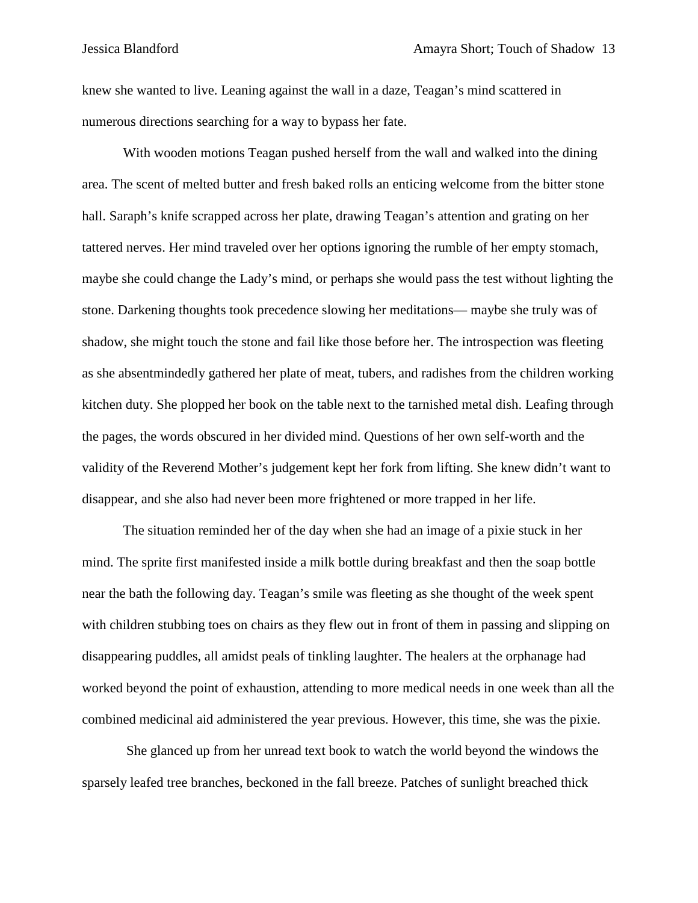knew she wanted to live. Leaning against the wall in a daze, Teagan's mind scattered in numerous directions searching for a way to bypass her fate.

With wooden motions Teagan pushed herself from the wall and walked into the dining area. The scent of melted butter and fresh baked rolls an enticing welcome from the bitter stone hall. Saraph's knife scrapped across her plate, drawing Teagan's attention and grating on her tattered nerves. Her mind traveled over her options ignoring the rumble of her empty stomach, maybe she could change the Lady's mind, or perhaps she would pass the test without lighting the stone. Darkening thoughts took precedence slowing her meditations— maybe she truly was of shadow, she might touch the stone and fail like those before her. The introspection was fleeting as she absentmindedly gathered her plate of meat, tubers, and radishes from the children working kitchen duty. She plopped her book on the table next to the tarnished metal dish. Leafing through the pages, the words obscured in her divided mind. Questions of her own self-worth and the validity of the Reverend Mother's judgement kept her fork from lifting. She knew didn't want to disappear, and she also had never been more frightened or more trapped in her life.

The situation reminded her of the day when she had an image of a pixie stuck in her mind. The sprite first manifested inside a milk bottle during breakfast and then the soap bottle near the bath the following day. Teagan's smile was fleeting as she thought of the week spent with children stubbing toes on chairs as they flew out in front of them in passing and slipping on disappearing puddles, all amidst peals of tinkling laughter. The healers at the orphanage had worked beyond the point of exhaustion, attending to more medical needs in one week than all the combined medicinal aid administered the year previous. However, this time, she was the pixie.

She glanced up from her unread text book to watch the world beyond the windows the sparsely leafed tree branches, beckoned in the fall breeze. Patches of sunlight breached thick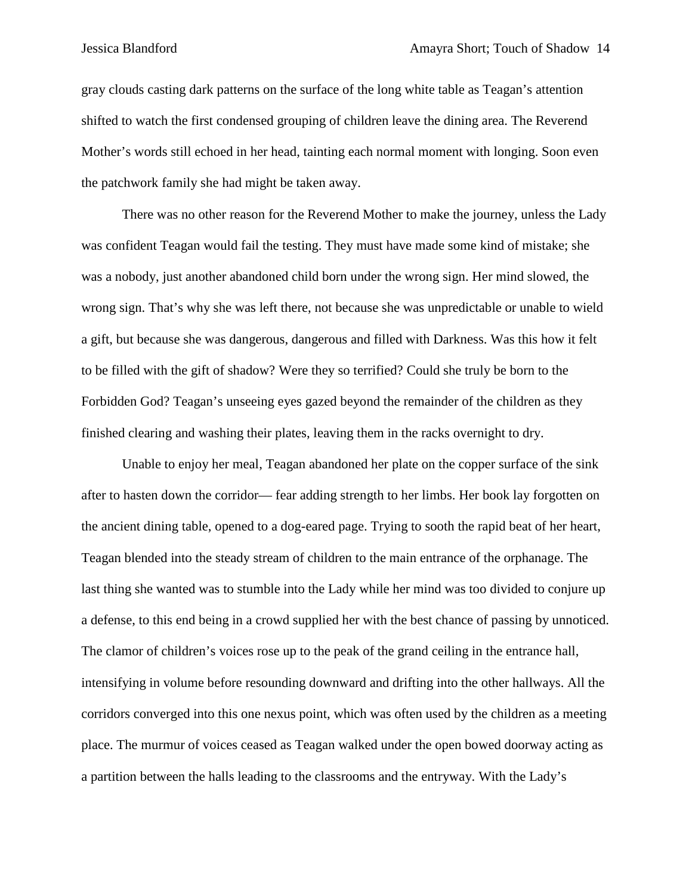gray clouds casting dark patterns on the surface of the long white table as Teagan's attention shifted to watch the first condensed grouping of children leave the dining area. The Reverend Mother's words still echoed in her head, tainting each normal moment with longing. Soon even the patchwork family she had might be taken away.

There was no other reason for the Reverend Mother to make the journey, unless the Lady was confident Teagan would fail the testing. They must have made some kind of mistake; she was a nobody, just another abandoned child born under the wrong sign. Her mind slowed, the wrong sign. That's why she was left there, not because she was unpredictable or unable to wield a gift, but because she was dangerous, dangerous and filled with Darkness. Was this how it felt to be filled with the gift of shadow? Were they so terrified? Could she truly be born to the Forbidden God? Teagan's unseeing eyes gazed beyond the remainder of the children as they finished clearing and washing their plates, leaving them in the racks overnight to dry.

Unable to enjoy her meal, Teagan abandoned her plate on the copper surface of the sink after to hasten down the corridor— fear adding strength to her limbs. Her book lay forgotten on the ancient dining table, opened to a dog-eared page. Trying to sooth the rapid beat of her heart, Teagan blended into the steady stream of children to the main entrance of the orphanage. The last thing she wanted was to stumble into the Lady while her mind was too divided to conjure up a defense, to this end being in a crowd supplied her with the best chance of passing by unnoticed. The clamor of children's voices rose up to the peak of the grand ceiling in the entrance hall, intensifying in volume before resounding downward and drifting into the other hallways. All the corridors converged into this one nexus point, which was often used by the children as a meeting place. The murmur of voices ceased as Teagan walked under the open bowed doorway acting as a partition between the halls leading to the classrooms and the entryway. With the Lady's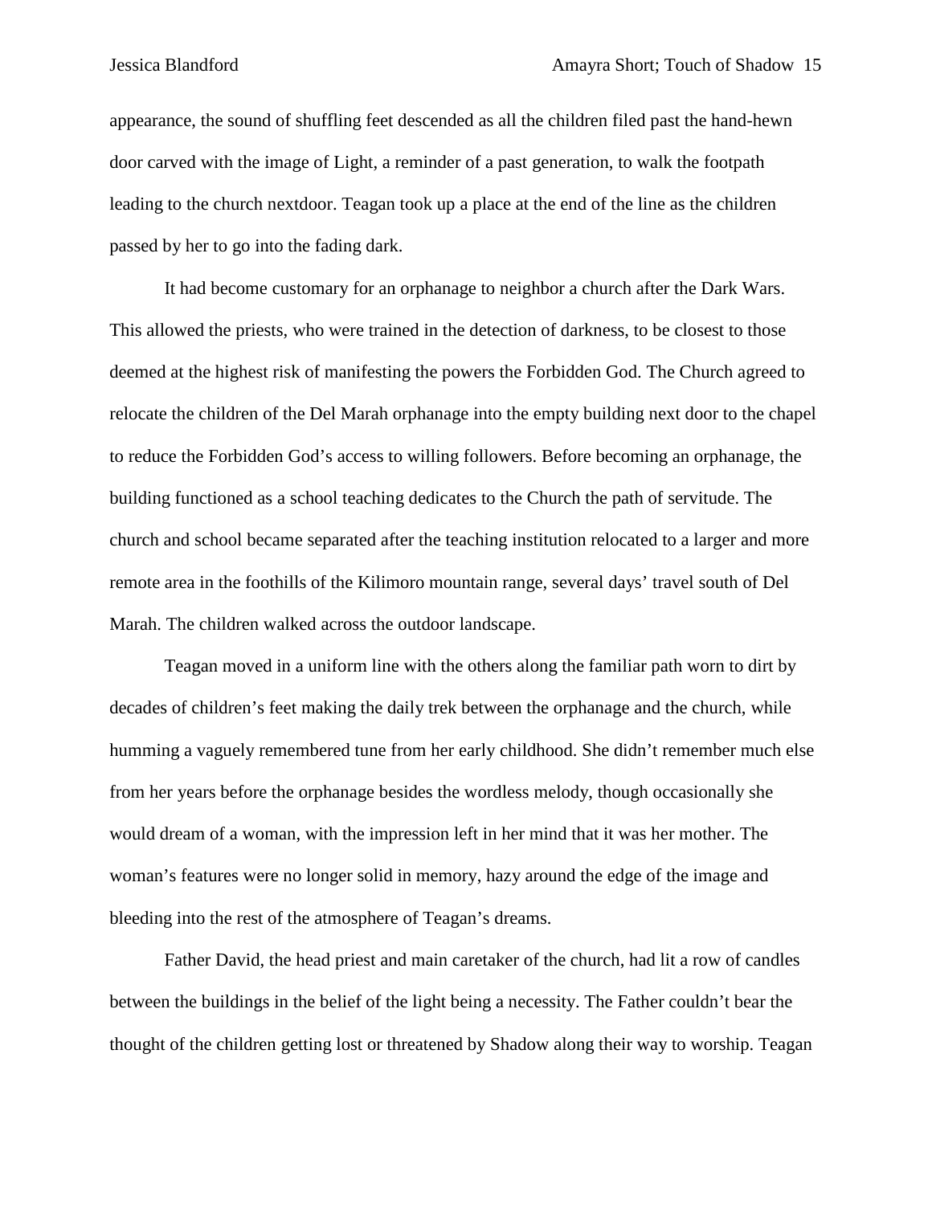appearance, the sound of shuffling feet descended as all the children filed past the hand-hewn door carved with the image of Light, a reminder of a past generation, to walk the footpath leading to the church nextdoor. Teagan took up a place at the end of the line as the children passed by her to go into the fading dark.

It had become customary for an orphanage to neighbor a church after the Dark Wars. This allowed the priests, who were trained in the detection of darkness, to be closest to those deemed at the highest risk of manifesting the powers the Forbidden God. The Church agreed to relocate the children of the Del Marah orphanage into the empty building next door to the chapel to reduce the Forbidden God's access to willing followers. Before becoming an orphanage, the building functioned as a school teaching dedicates to the Church the path of servitude. The church and school became separated after the teaching institution relocated to a larger and more remote area in the foothills of the Kilimoro mountain range, several days' travel south of Del Marah. The children walked across the outdoor landscape.

Teagan moved in a uniform line with the others along the familiar path worn to dirt by decades of children's feet making the daily trek between the orphanage and the church, while humming a vaguely remembered tune from her early childhood. She didn't remember much else from her years before the orphanage besides the wordless melody, though occasionally she would dream of a woman, with the impression left in her mind that it was her mother. The woman's features were no longer solid in memory, hazy around the edge of the image and bleeding into the rest of the atmosphere of Teagan's dreams.

Father David, the head priest and main caretaker of the church, had lit a row of candles between the buildings in the belief of the light being a necessity. The Father couldn't bear the thought of the children getting lost or threatened by Shadow along their way to worship. Teagan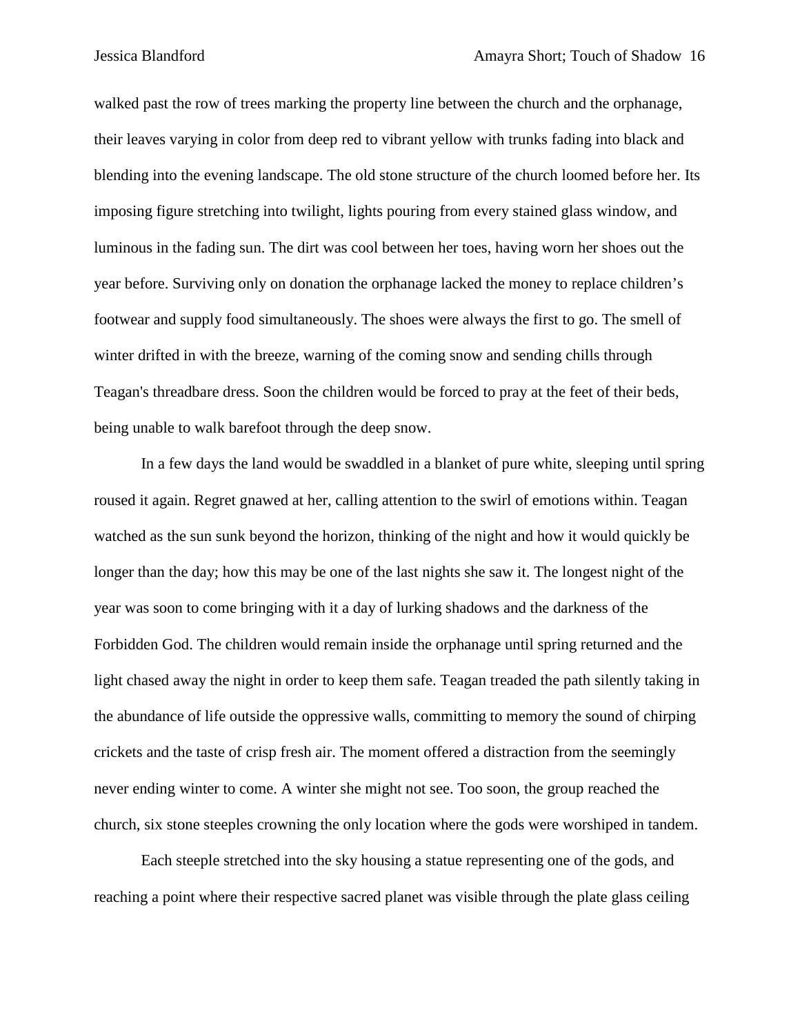walked past the row of trees marking the property line between the church and the orphanage, their leaves varying in color from deep red to vibrant yellow with trunks fading into black and blending into the evening landscape. The old stone structure of the church loomed before her. Its imposing figure stretching into twilight, lights pouring from every stained glass window, and luminous in the fading sun. The dirt was cool between her toes, having worn her shoes out the year before. Surviving only on donation the orphanage lacked the money to replace children's footwear and supply food simultaneously. The shoes were always the first to go. The smell of winter drifted in with the breeze, warning of the coming snow and sending chills through Teagan's threadbare dress. Soon the children would be forced to pray at the feet of their beds, being unable to walk barefoot through the deep snow.

In a few days the land would be swaddled in a blanket of pure white, sleeping until spring roused it again. Regret gnawed at her, calling attention to the swirl of emotions within. Teagan watched as the sun sunk beyond the horizon, thinking of the night and how it would quickly be longer than the day; how this may be one of the last nights she saw it. The longest night of the year was soon to come bringing with it a day of lurking shadows and the darkness of the Forbidden God. The children would remain inside the orphanage until spring returned and the light chased away the night in order to keep them safe. Teagan treaded the path silently taking in the abundance of life outside the oppressive walls, committing to memory the sound of chirping crickets and the taste of crisp fresh air. The moment offered a distraction from the seemingly never ending winter to come. A winter she might not see. Too soon, the group reached the church, six stone steeples crowning the only location where the gods were worshiped in tandem.

Each steeple stretched into the sky housing a statue representing one of the gods, and reaching a point where their respective sacred planet was visible through the plate glass ceiling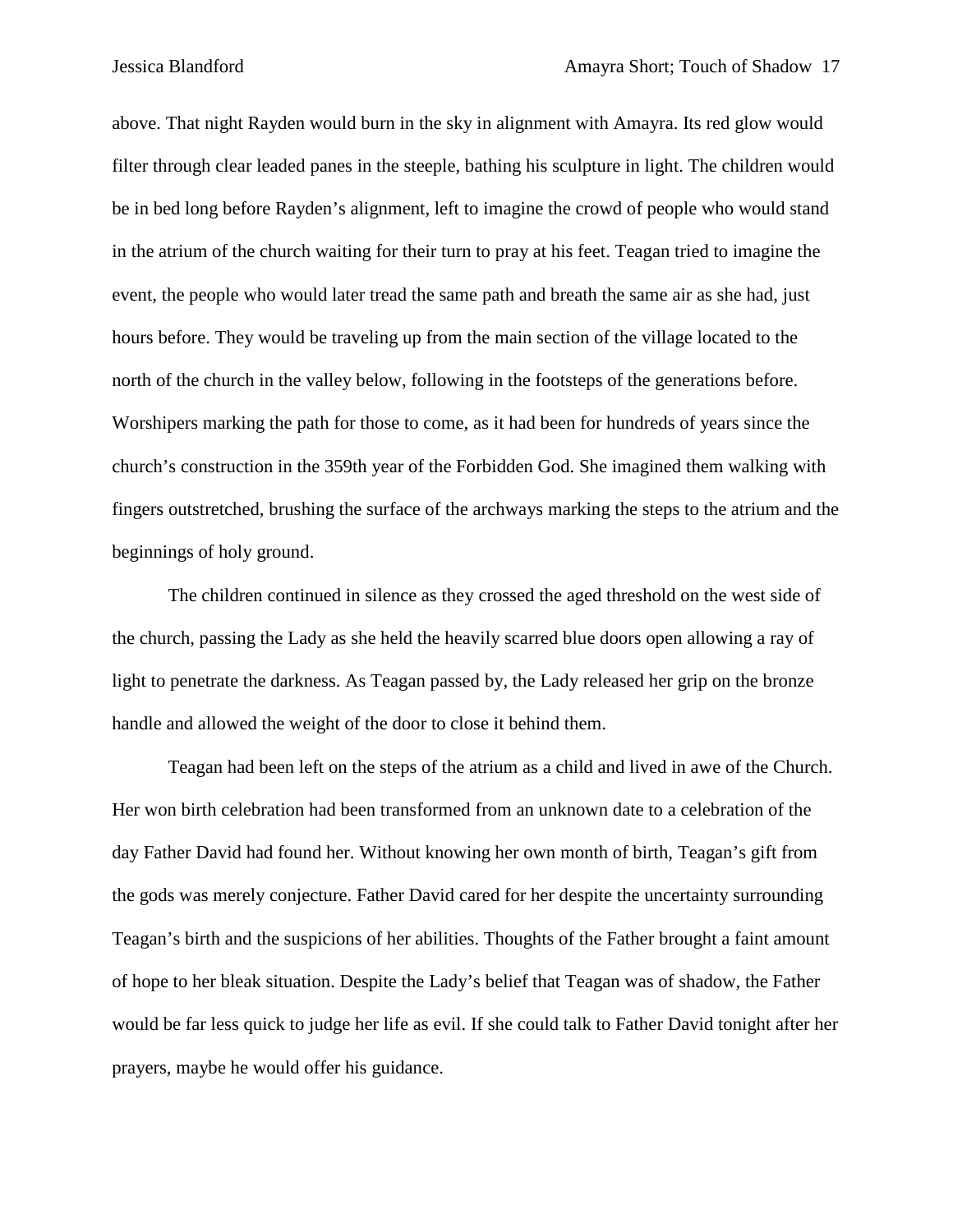above. That night Rayden would burn in the sky in alignment with Amayra. Its red glow would filter through clear leaded panes in the steeple, bathing his sculpture in light. The children would be in bed long before Rayden's alignment, left to imagine the crowd of people who would stand in the atrium of the church waiting for their turn to pray at his feet. Teagan tried to imagine the event, the people who would later tread the same path and breath the same air as she had, just hours before. They would be traveling up from the main section of the village located to the north of the church in the valley below, following in the footsteps of the generations before. Worshipers marking the path for those to come, as it had been for hundreds of years since the church's construction in the 359th year of the Forbidden God. She imagined them walking with fingers outstretched, brushing the surface of the archways marking the steps to the atrium and the beginnings of holy ground.

The children continued in silence as they crossed the aged threshold on the west side of the church, passing the Lady as she held the heavily scarred blue doors open allowing a ray of light to penetrate the darkness. As Teagan passed by, the Lady released her grip on the bronze handle and allowed the weight of the door to close it behind them.

Teagan had been left on the steps of the atrium as a child and lived in awe of the Church. Her won birth celebration had been transformed from an unknown date to a celebration of the day Father David had found her. Without knowing her own month of birth, Teagan's gift from the gods was merely conjecture. Father David cared for her despite the uncertainty surrounding Teagan's birth and the suspicions of her abilities. Thoughts of the Father brought a faint amount of hope to her bleak situation. Despite the Lady's belief that Teagan was of shadow, the Father would be far less quick to judge her life as evil. If she could talk to Father David tonight after her prayers, maybe he would offer his guidance.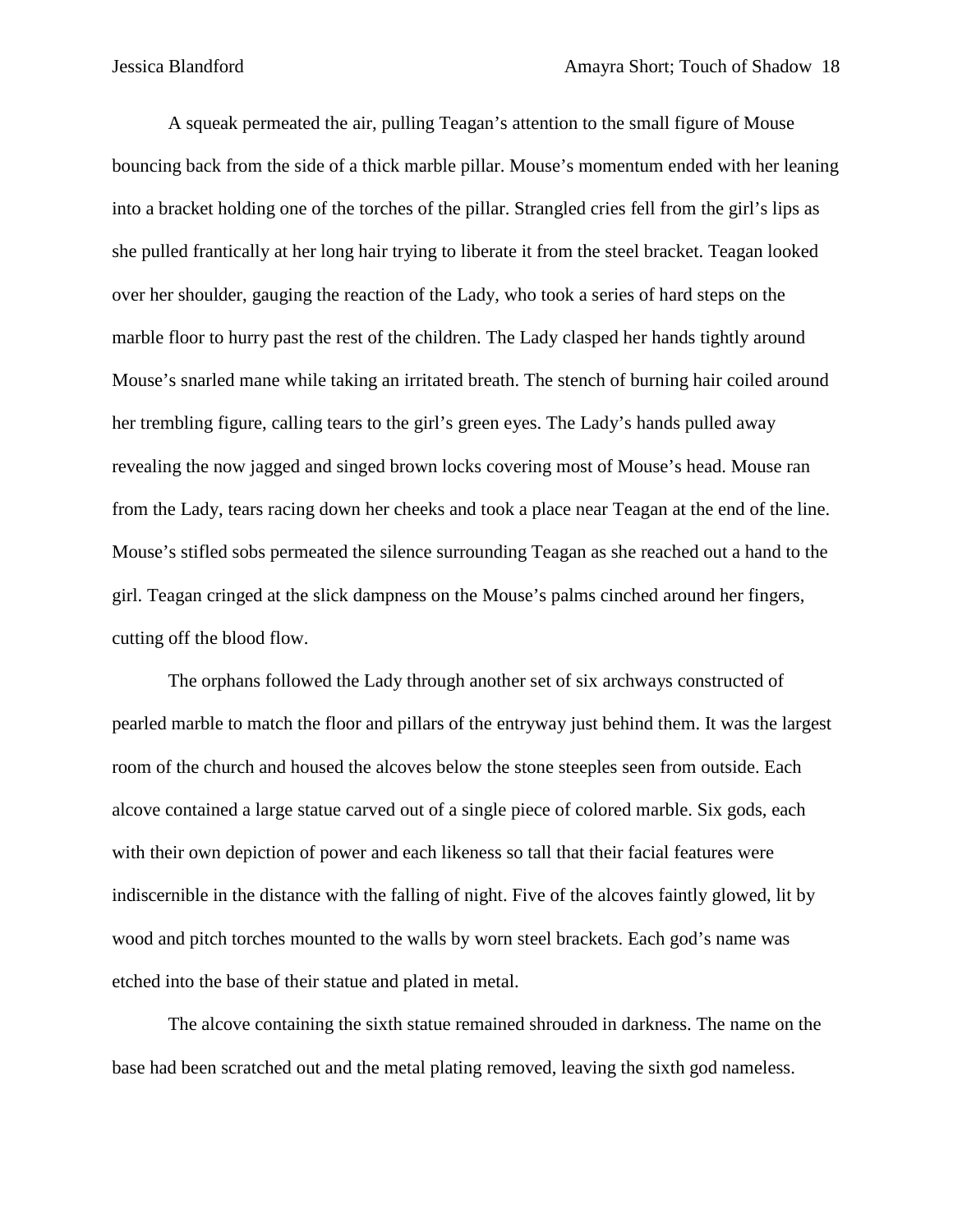A squeak permeated the air, pulling Teagan's attention to the small figure of Mouse bouncing back from the side of a thick marble pillar. Mouse's momentum ended with her leaning into a bracket holding one of the torches of the pillar. Strangled cries fell from the girl's lips as she pulled frantically at her long hair trying to liberate it from the steel bracket. Teagan looked over her shoulder, gauging the reaction of the Lady, who took a series of hard steps on the marble floor to hurry past the rest of the children. The Lady clasped her hands tightly around Mouse's snarled mane while taking an irritated breath. The stench of burning hair coiled around her trembling figure, calling tears to the girl's green eyes. The Lady's hands pulled away revealing the now jagged and singed brown locks covering most of Mouse's head. Mouse ran from the Lady, tears racing down her cheeks and took a place near Teagan at the end of the line. Mouse's stifled sobs permeated the silence surrounding Teagan as she reached out a hand to the girl. Teagan cringed at the slick dampness on the Mouse's palms cinched around her fingers, cutting off the blood flow.

The orphans followed the Lady through another set of six archways constructed of pearled marble to match the floor and pillars of the entryway just behind them. It was the largest room of the church and housed the alcoves below the stone steeples seen from outside. Each alcove contained a large statue carved out of a single piece of colored marble. Six gods, each with their own depiction of power and each likeness so tall that their facial features were indiscernible in the distance with the falling of night. Five of the alcoves faintly glowed, lit by wood and pitch torches mounted to the walls by worn steel brackets. Each god's name was etched into the base of their statue and plated in metal.

The alcove containing the sixth statue remained shrouded in darkness. The name on the base had been scratched out and the metal plating removed, leaving the sixth god nameless.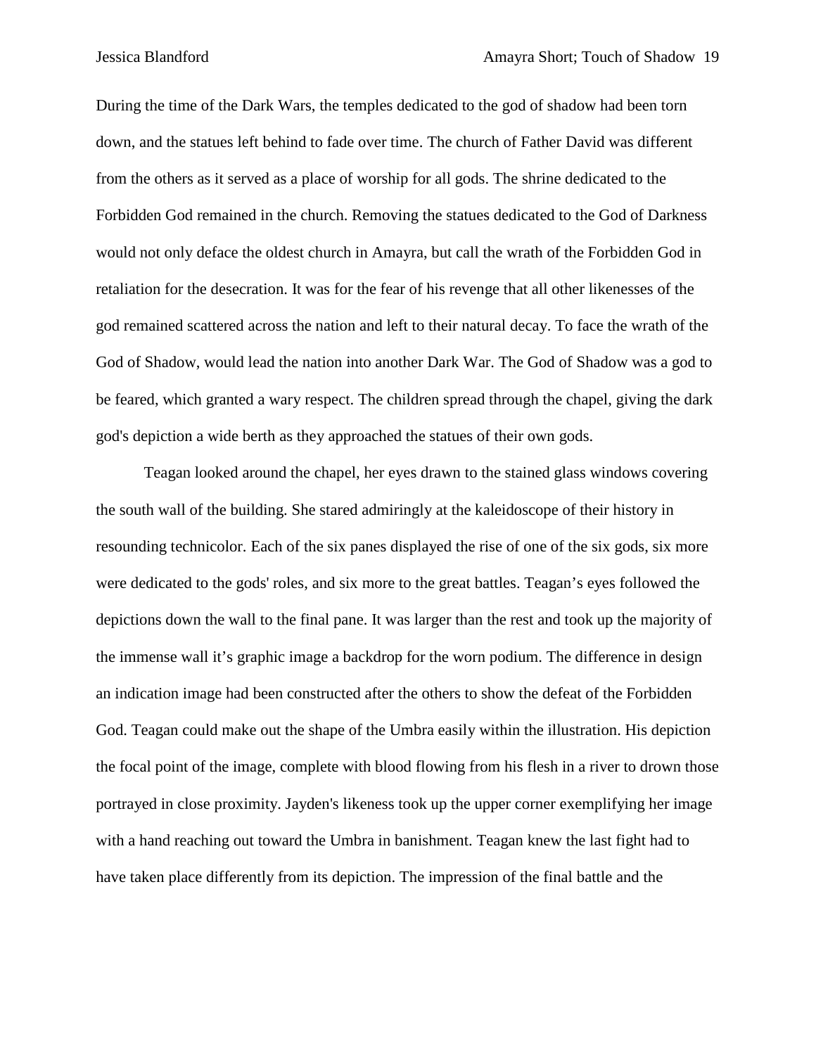During the time of the Dark Wars, the temples dedicated to the god of shadow had been torn down, and the statues left behind to fade over time. The church of Father David was different from the others as it served as a place of worship for all gods. The shrine dedicated to the Forbidden God remained in the church. Removing the statues dedicated to the God of Darkness would not only deface the oldest church in Amayra, but call the wrath of the Forbidden God in retaliation for the desecration. It was for the fear of his revenge that all other likenesses of the god remained scattered across the nation and left to their natural decay. To face the wrath of the God of Shadow, would lead the nation into another Dark War. The God of Shadow was a god to be feared, which granted a wary respect. The children spread through the chapel, giving the dark god's depiction a wide berth as they approached the statues of their own gods.

Teagan looked around the chapel, her eyes drawn to the stained glass windows covering the south wall of the building. She stared admiringly at the kaleidoscope of their history in resounding technicolor. Each of the six panes displayed the rise of one of the six gods, six more were dedicated to the gods' roles, and six more to the great battles. Teagan's eyes followed the depictions down the wall to the final pane. It was larger than the rest and took up the majority of the immense wall it's graphic image a backdrop for the worn podium. The difference in design an indication image had been constructed after the others to show the defeat of the Forbidden God. Teagan could make out the shape of the Umbra easily within the illustration. His depiction the focal point of the image, complete with blood flowing from his flesh in a river to drown those portrayed in close proximity. Jayden's likeness took up the upper corner exemplifying her image with a hand reaching out toward the Umbra in banishment. Teagan knew the last fight had to have taken place differently from its depiction. The impression of the final battle and the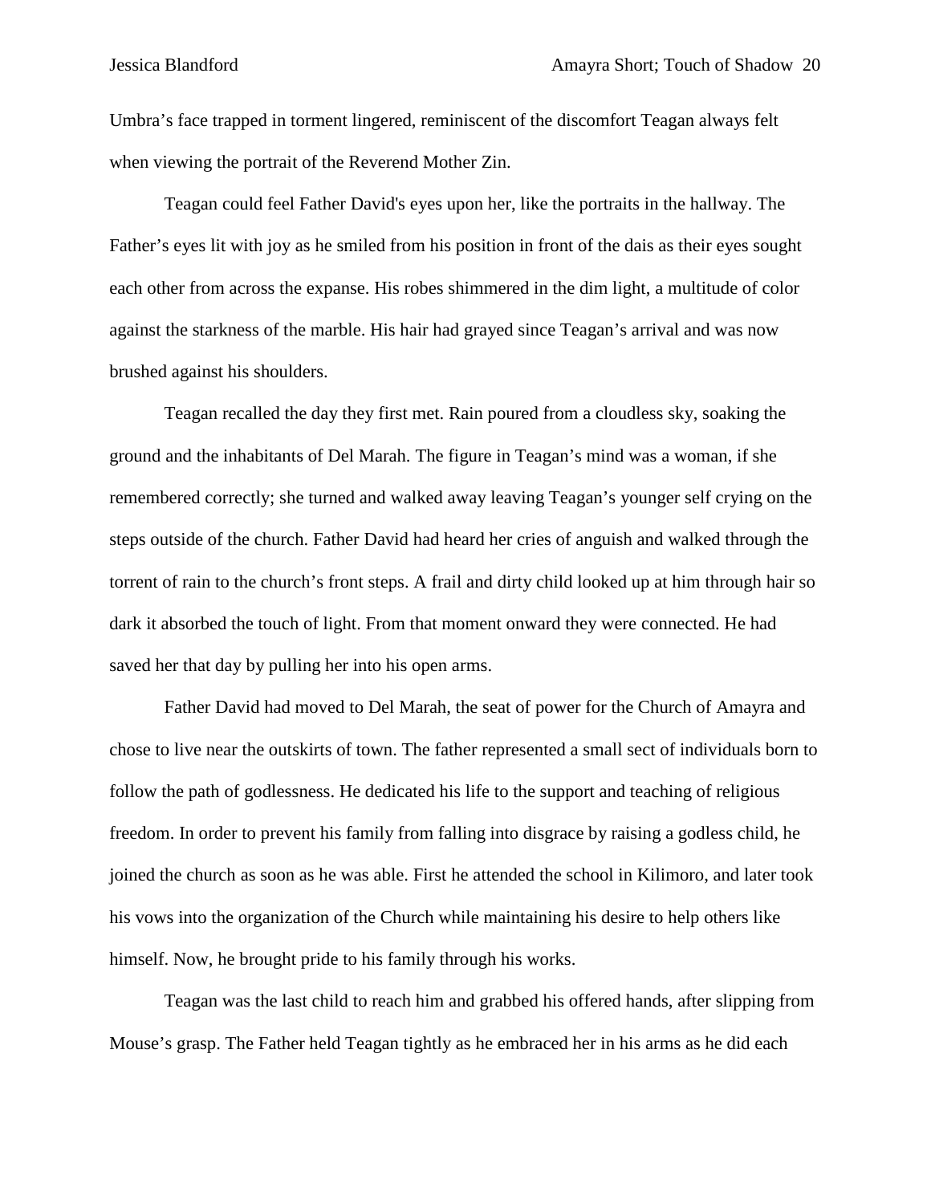Umbra's face trapped in torment lingered, reminiscent of the discomfort Teagan always felt when viewing the portrait of the Reverend Mother Zin.

Teagan could feel Father David's eyes upon her, like the portraits in the hallway. The Father's eyes lit with joy as he smiled from his position in front of the dais as their eyes sought each other from across the expanse. His robes shimmered in the dim light, a multitude of color against the starkness of the marble. His hair had grayed since Teagan's arrival and was now brushed against his shoulders.

Teagan recalled the day they first met. Rain poured from a cloudless sky, soaking the ground and the inhabitants of Del Marah. The figure in Teagan's mind was a woman, if she remembered correctly; she turned and walked away leaving Teagan's younger self crying on the steps outside of the church. Father David had heard her cries of anguish and walked through the torrent of rain to the church's front steps. A frail and dirty child looked up at him through hair so dark it absorbed the touch of light. From that moment onward they were connected. He had saved her that day by pulling her into his open arms.

Father David had moved to Del Marah, the seat of power for the Church of Amayra and chose to live near the outskirts of town. The father represented a small sect of individuals born to follow the path of godlessness. He dedicated his life to the support and teaching of religious freedom. In order to prevent his family from falling into disgrace by raising a godless child, he joined the church as soon as he was able. First he attended the school in Kilimoro, and later took his vows into the organization of the Church while maintaining his desire to help others like himself. Now, he brought pride to his family through his works.

Teagan was the last child to reach him and grabbed his offered hands, after slipping from Mouse's grasp. The Father held Teagan tightly as he embraced her in his arms as he did each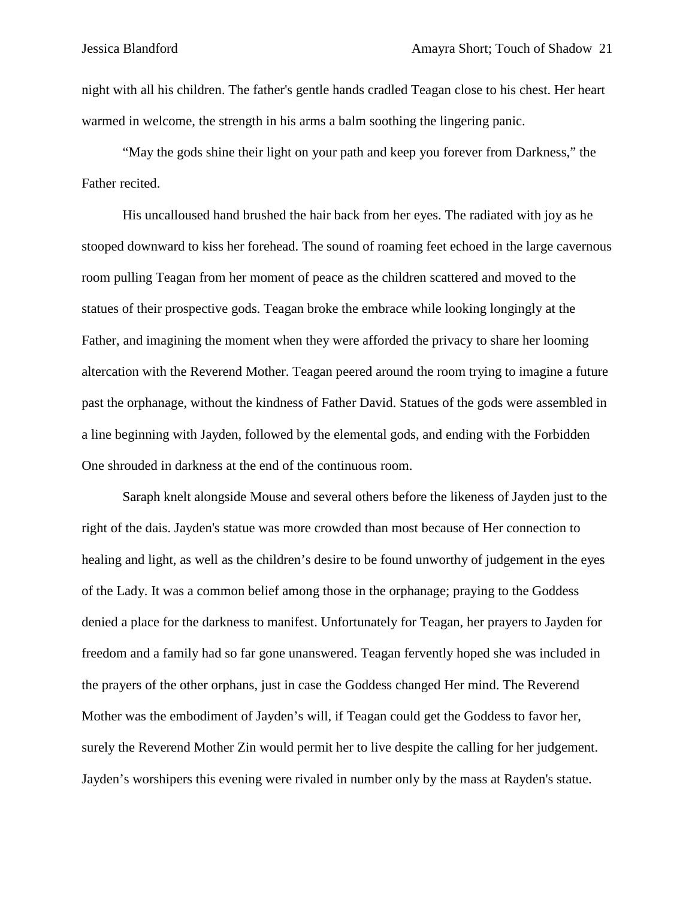night with all his children. The father's gentle hands cradled Teagan close to his chest. Her heart warmed in welcome, the strength in his arms a balm soothing the lingering panic.

"May the gods shine their light on your path and keep you forever from Darkness," the Father recited.

His uncalloused hand brushed the hair back from her eyes. The radiated with joy as he stooped downward to kiss her forehead. The sound of roaming feet echoed in the large cavernous room pulling Teagan from her moment of peace as the children scattered and moved to the statues of their prospective gods. Teagan broke the embrace while looking longingly at the Father, and imagining the moment when they were afforded the privacy to share her looming altercation with the Reverend Mother. Teagan peered around the room trying to imagine a future past the orphanage, without the kindness of Father David. Statues of the gods were assembled in a line beginning with Jayden, followed by the elemental gods, and ending with the Forbidden One shrouded in darkness at the end of the continuous room.

Saraph knelt alongside Mouse and several others before the likeness of Jayden just to the right of the dais. Jayden's statue was more crowded than most because of Her connection to healing and light, as well as the children's desire to be found unworthy of judgement in the eyes of the Lady. It was a common belief among those in the orphanage; praying to the Goddess denied a place for the darkness to manifest. Unfortunately for Teagan, her prayers to Jayden for freedom and a family had so far gone unanswered. Teagan fervently hoped she was included in the prayers of the other orphans, just in case the Goddess changed Her mind. The Reverend Mother was the embodiment of Jayden's will, if Teagan could get the Goddess to favor her, surely the Reverend Mother Zin would permit her to live despite the calling for her judgement. Jayden's worshipers this evening were rivaled in number only by the mass at Rayden's statue.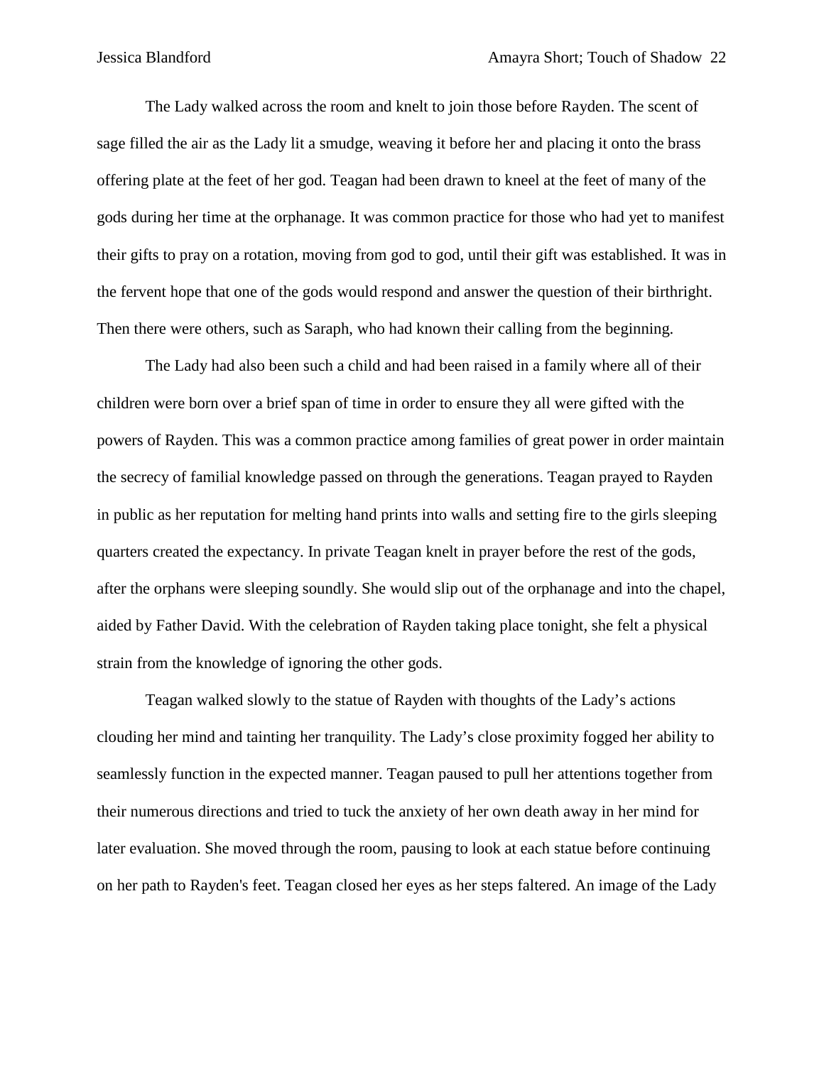The Lady walked across the room and knelt to join those before Rayden. The scent of sage filled the air as the Lady lit a smudge, weaving it before her and placing it onto the brass offering plate at the feet of her god. Teagan had been drawn to kneel at the feet of many of the gods during her time at the orphanage. It was common practice for those who had yet to manifest their gifts to pray on a rotation, moving from god to god, until their gift was established. It was in the fervent hope that one of the gods would respond and answer the question of their birthright. Then there were others, such as Saraph, who had known their calling from the beginning.

The Lady had also been such a child and had been raised in a family where all of their children were born over a brief span of time in order to ensure they all were gifted with the powers of Rayden. This was a common practice among families of great power in order maintain the secrecy of familial knowledge passed on through the generations. Teagan prayed to Rayden in public as her reputation for melting hand prints into walls and setting fire to the girls sleeping quarters created the expectancy. In private Teagan knelt in prayer before the rest of the gods, after the orphans were sleeping soundly. She would slip out of the orphanage and into the chapel, aided by Father David. With the celebration of Rayden taking place tonight, she felt a physical strain from the knowledge of ignoring the other gods.

Teagan walked slowly to the statue of Rayden with thoughts of the Lady's actions clouding her mind and tainting her tranquility. The Lady's close proximity fogged her ability to seamlessly function in the expected manner. Teagan paused to pull her attentions together from their numerous directions and tried to tuck the anxiety of her own death away in her mind for later evaluation. She moved through the room, pausing to look at each statue before continuing on her path to Rayden's feet. Teagan closed her eyes as her steps faltered. An image of the Lady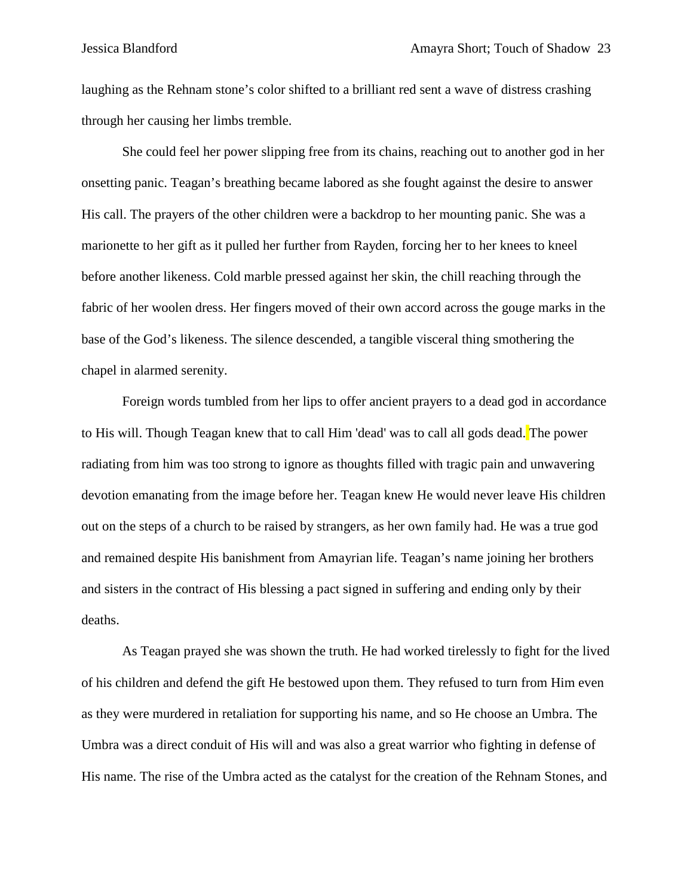laughing as the Rehnam stone's color shifted to a brilliant red sent a wave of distress crashing through her causing her limbs tremble.

She could feel her power slipping free from its chains, reaching out to another god in her onsetting panic. Teagan's breathing became labored as she fought against the desire to answer His call. The prayers of the other children were a backdrop to her mounting panic. She was a marionette to her gift as it pulled her further from Rayden, forcing her to her knees to kneel before another likeness. Cold marble pressed against her skin, the chill reaching through the fabric of her woolen dress. Her fingers moved of their own accord across the gouge marks in the base of the God's likeness. The silence descended, a tangible visceral thing smothering the chapel in alarmed serenity.

Foreign words tumbled from her lips to offer ancient prayers to a dead god in accordance to His will. Though Teagan knew that to call Him 'dead' was to call all gods dead. The power radiating from him was too strong to ignore as thoughts filled with tragic pain and unwavering devotion emanating from the image before her. Teagan knew He would never leave His children out on the steps of a church to be raised by strangers, as her own family had. He was a true god and remained despite His banishment from Amayrian life. Teagan's name joining her brothers and sisters in the contract of His blessing a pact signed in suffering and ending only by their deaths.

As Teagan prayed she was shown the truth. He had worked tirelessly to fight for the lived of his children and defend the gift He bestowed upon them. They refused to turn from Him even as they were murdered in retaliation for supporting his name, and so He choose an Umbra. The Umbra was a direct conduit of His will and was also a great warrior who fighting in defense of His name. The rise of the Umbra acted as the catalyst for the creation of the Rehnam Stones, and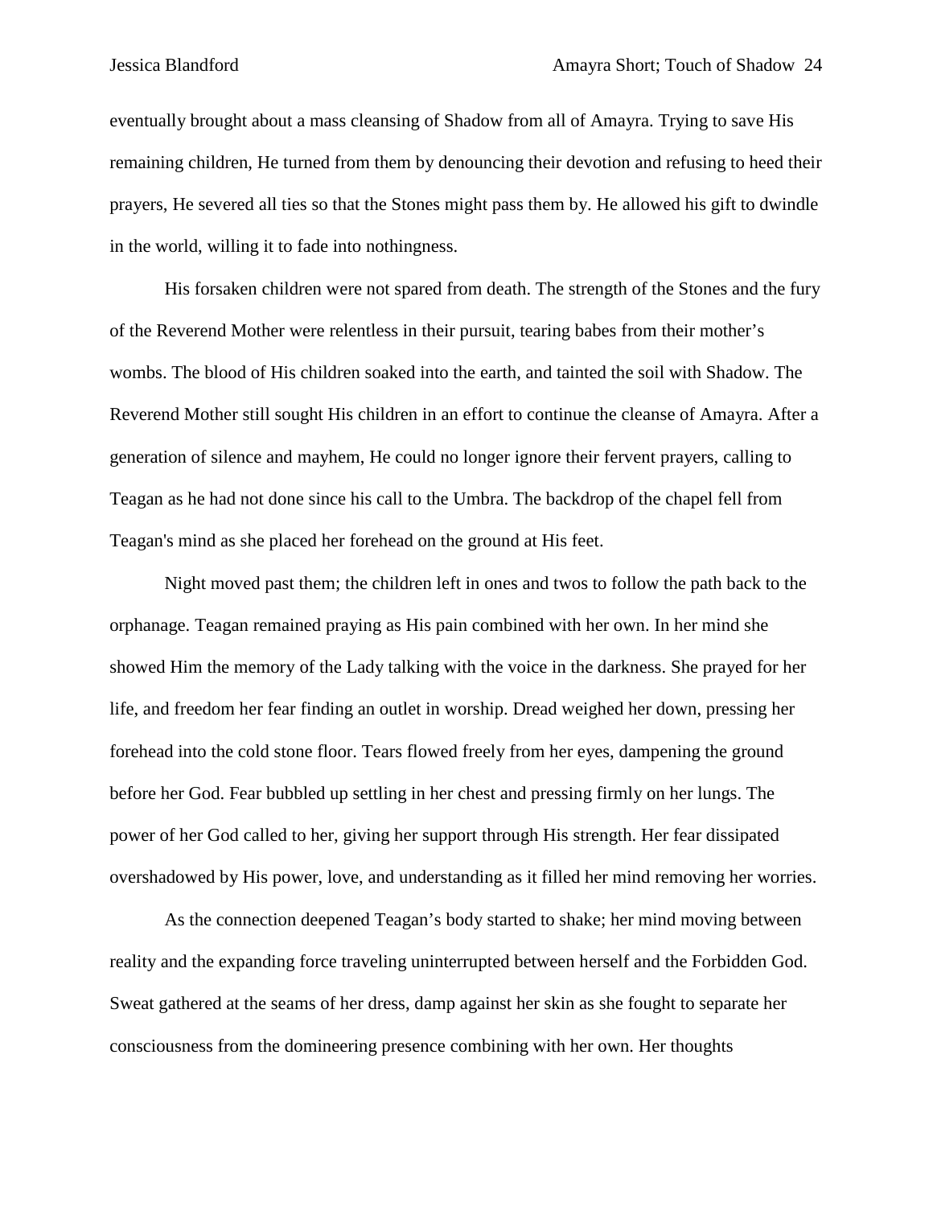eventually brought about a mass cleansing of Shadow from all of Amayra. Trying to save His remaining children, He turned from them by denouncing their devotion and refusing to heed their prayers, He severed all ties so that the Stones might pass them by. He allowed his gift to dwindle in the world, willing it to fade into nothingness.

His forsaken children were not spared from death. The strength of the Stones and the fury of the Reverend Mother were relentless in their pursuit, tearing babes from their mother's wombs. The blood of His children soaked into the earth, and tainted the soil with Shadow. The Reverend Mother still sought His children in an effort to continue the cleanse of Amayra. After a generation of silence and mayhem, He could no longer ignore their fervent prayers, calling to Teagan as he had not done since his call to the Umbra. The backdrop of the chapel fell from Teagan's mind as she placed her forehead on the ground at His feet.

Night moved past them; the children left in ones and twos to follow the path back to the orphanage. Teagan remained praying as His pain combined with her own. In her mind she showed Him the memory of the Lady talking with the voice in the darkness. She prayed for her life, and freedom her fear finding an outlet in worship. Dread weighed her down, pressing her forehead into the cold stone floor. Tears flowed freely from her eyes, dampening the ground before her God. Fear bubbled up settling in her chest and pressing firmly on her lungs. The power of her God called to her, giving her support through His strength. Her fear dissipated overshadowed by His power, love, and understanding as it filled her mind removing her worries.

As the connection deepened Teagan's body started to shake; her mind moving between reality and the expanding force traveling uninterrupted between herself and the Forbidden God. Sweat gathered at the seams of her dress, damp against her skin as she fought to separate her consciousness from the domineering presence combining with her own. Her thoughts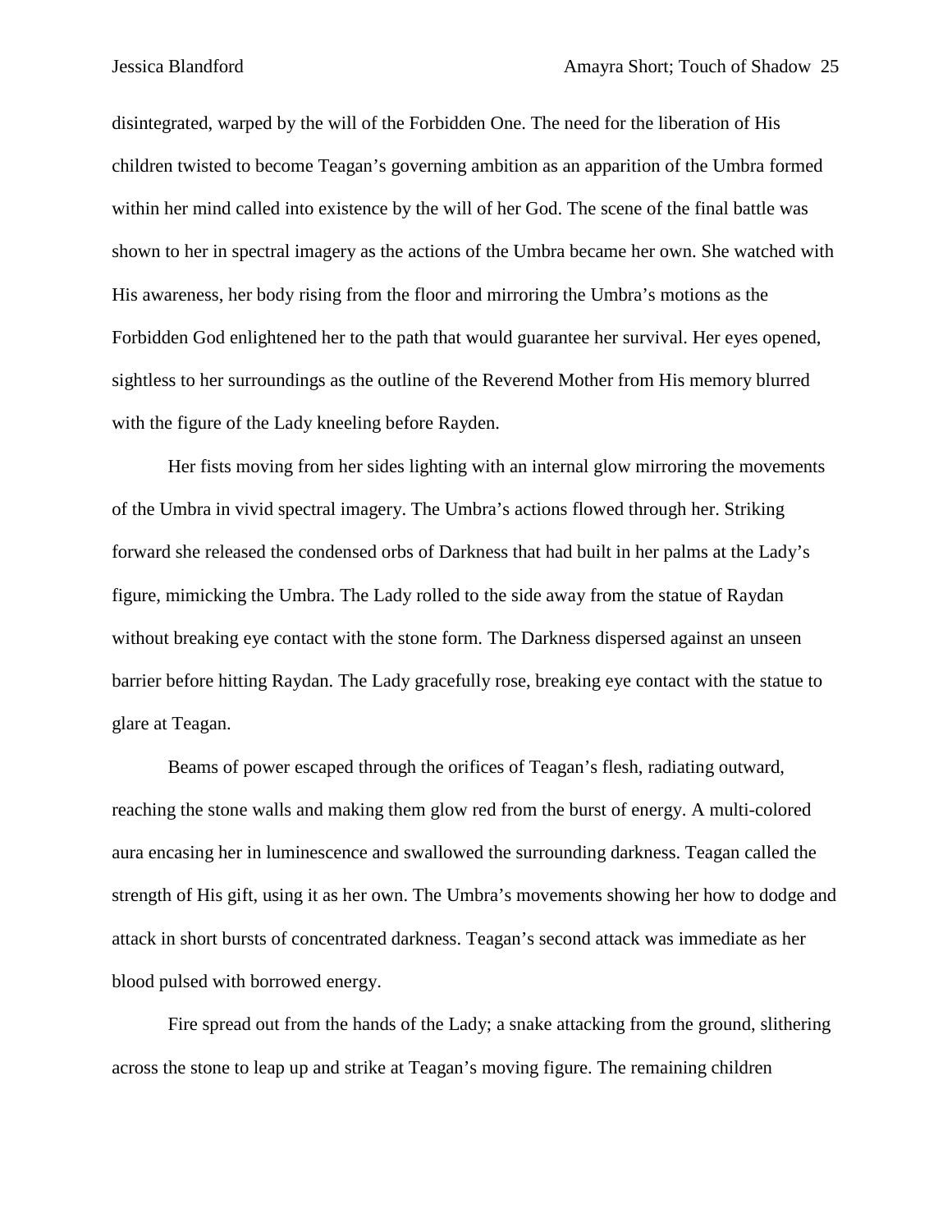disintegrated, warped by the will of the Forbidden One. The need for the liberation of His children twisted to become Teagan's governing ambition as an apparition of the Umbra formed within her mind called into existence by the will of her God. The scene of the final battle was shown to her in spectral imagery as the actions of the Umbra became her own. She watched with His awareness, her body rising from the floor and mirroring the Umbra's motions as the Forbidden God enlightened her to the path that would guarantee her survival. Her eyes opened, sightless to her surroundings as the outline of the Reverend Mother from His memory blurred with the figure of the Lady kneeling before Rayden.

Her fists moving from her sides lighting with an internal glow mirroring the movements of the Umbra in vivid spectral imagery. The Umbra's actions flowed through her. Striking forward she released the condensed orbs of Darkness that had built in her palms at the Lady's figure, mimicking the Umbra. The Lady rolled to the side away from the statue of Raydan without breaking eye contact with the stone form. The Darkness dispersed against an unseen barrier before hitting Raydan. The Lady gracefully rose, breaking eye contact with the statue to glare at Teagan.

Beams of power escaped through the orifices of Teagan's flesh, radiating outward, reaching the stone walls and making them glow red from the burst of energy. A multi-colored aura encasing her in luminescence and swallowed the surrounding darkness. Teagan called the strength of His gift, using it as her own. The Umbra's movements showing her how to dodge and attack in short bursts of concentrated darkness. Teagan's second attack was immediate as her blood pulsed with borrowed energy.

Fire spread out from the hands of the Lady; a snake attacking from the ground, slithering across the stone to leap up and strike at Teagan's moving figure. The remaining children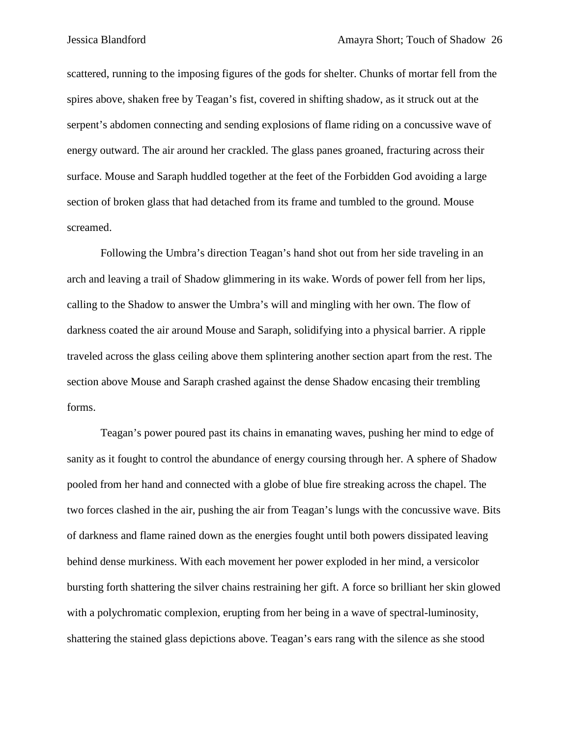scattered, running to the imposing figures of the gods for shelter. Chunks of mortar fell from the spires above, shaken free by Teagan's fist, covered in shifting shadow, as it struck out at the serpent's abdomen connecting and sending explosions of flame riding on a concussive wave of energy outward. The air around her crackled. The glass panes groaned, fracturing across their surface. Mouse and Saraph huddled together at the feet of the Forbidden God avoiding a large section of broken glass that had detached from its frame and tumbled to the ground. Mouse screamed.

Following the Umbra's direction Teagan's hand shot out from her side traveling in an arch and leaving a trail of Shadow glimmering in its wake. Words of power fell from her lips, calling to the Shadow to answer the Umbra's will and mingling with her own. The flow of darkness coated the air around Mouse and Saraph, solidifying into a physical barrier. A ripple traveled across the glass ceiling above them splintering another section apart from the rest. The section above Mouse and Saraph crashed against the dense Shadow encasing their trembling forms.

Teagan's power poured past its chains in emanating waves, pushing her mind to edge of sanity as it fought to control the abundance of energy coursing through her. A sphere of Shadow pooled from her hand and connected with a globe of blue fire streaking across the chapel. The two forces clashed in the air, pushing the air from Teagan's lungs with the concussive wave. Bits of darkness and flame rained down as the energies fought until both powers dissipated leaving behind dense murkiness. With each movement her power exploded in her mind, a versicolor bursting forth shattering the silver chains restraining her gift. A force so brilliant her skin glowed with a polychromatic complexion, erupting from her being in a wave of spectral-luminosity, shattering the stained glass depictions above. Teagan's ears rang with the silence as she stood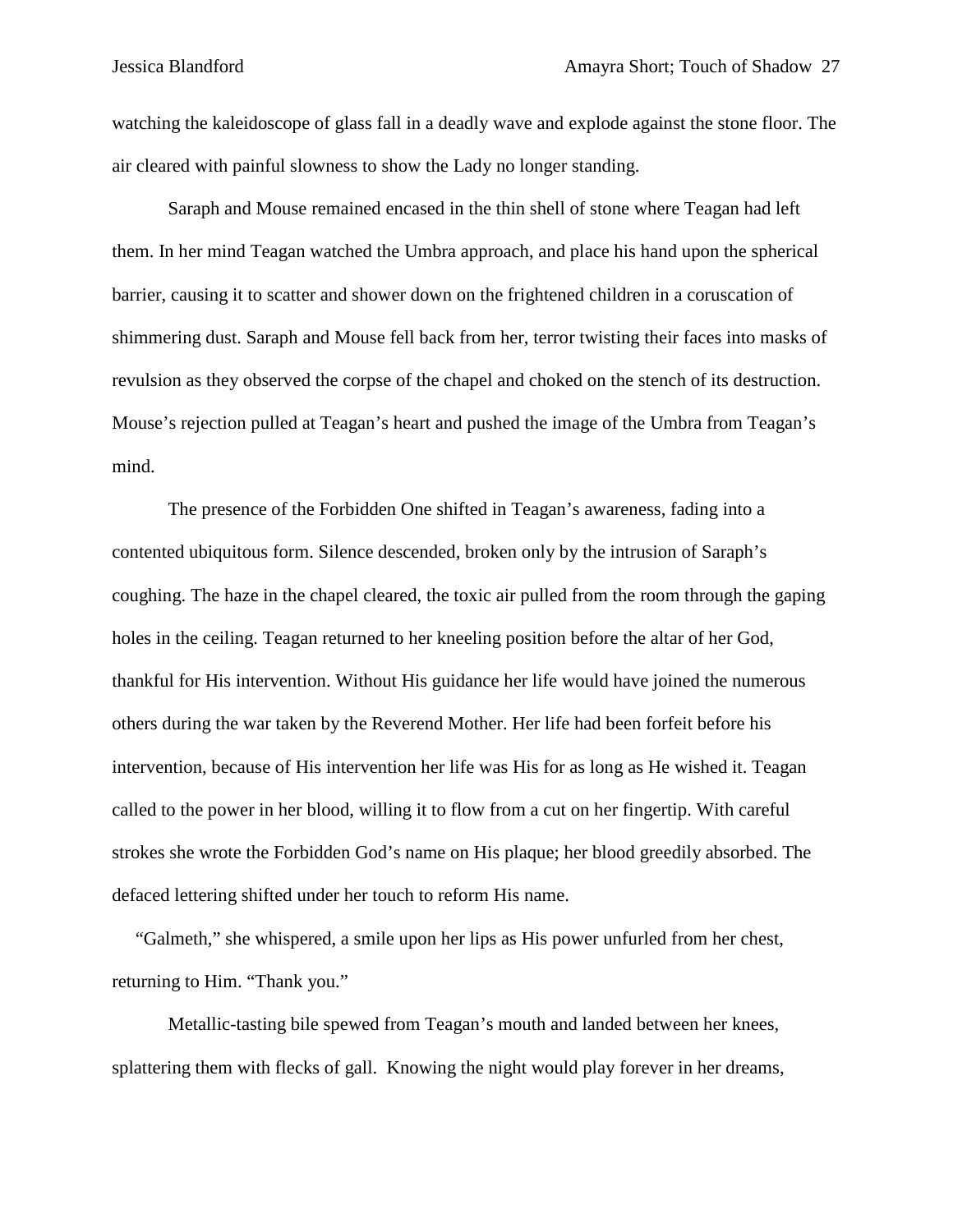watching the kaleidoscope of glass fall in a deadly wave and explode against the stone floor. The air cleared with painful slowness to show the Lady no longer standing.

Saraph and Mouse remained encased in the thin shell of stone where Teagan had left them. In her mind Teagan watched the Umbra approach, and place his hand upon the spherical barrier, causing it to scatter and shower down on the frightened children in a coruscation of shimmering dust. Saraph and Mouse fell back from her, terror twisting their faces into masks of revulsion as they observed the corpse of the chapel and choked on the stench of its destruction. Mouse's rejection pulled at Teagan's heart and pushed the image of the Umbra from Teagan's mind.

The presence of the Forbidden One shifted in Teagan's awareness, fading into a contented ubiquitous form. Silence descended, broken only by the intrusion of Saraph's coughing. The haze in the chapel cleared, the toxic air pulled from the room through the gaping holes in the ceiling. Teagan returned to her kneeling position before the altar of her God, thankful for His intervention. Without His guidance her life would have joined the numerous others during the war taken by the Reverend Mother. Her life had been forfeit before his intervention, because of His intervention her life was His for as long as He wished it. Teagan called to the power in her blood, willing it to flow from a cut on her fingertip. With careful strokes she wrote the Forbidden God's name on His plaque; her blood greedily absorbed. The defaced lettering shifted under her touch to reform His name.

"Galmeth," she whispered, a smile upon her lips as His power unfurled from her chest, returning to Him. "Thank you."

Metallic-tasting bile spewed from Teagan's mouth and landed between her knees, splattering them with flecks of gall. Knowing the night would play forever in her dreams,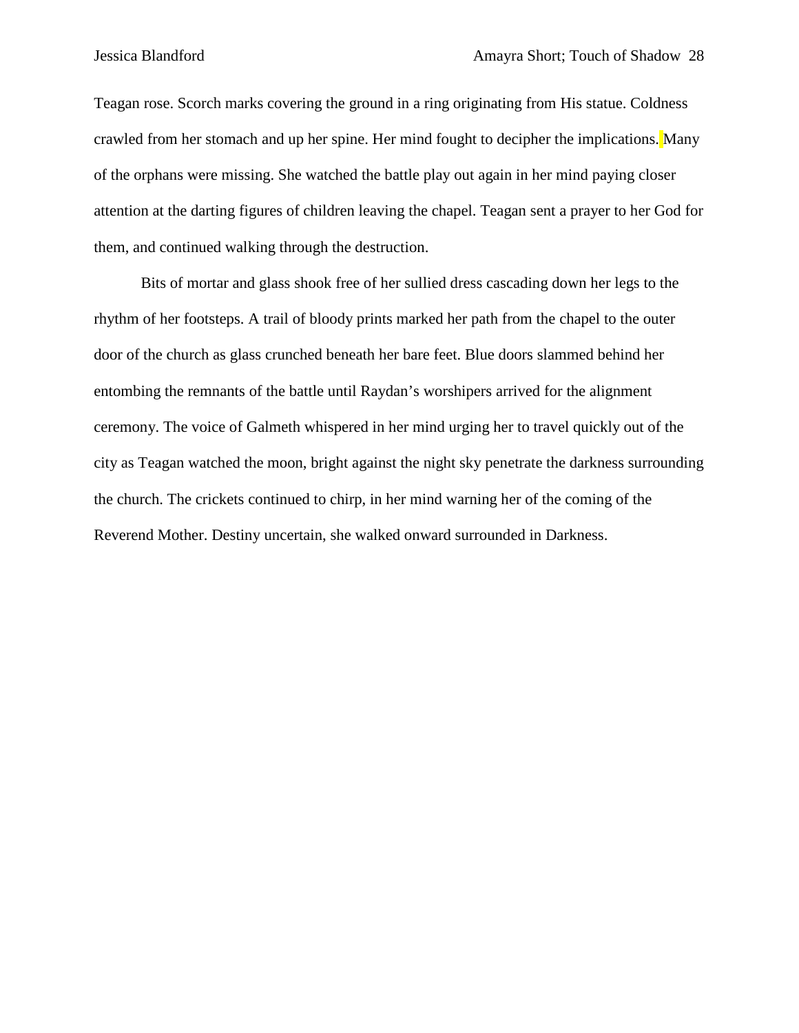Teagan rose. Scorch marks covering the ground in a ring originating from His statue. Coldness crawled from her stomach and up her spine. Her mind fought to decipher the implications. Many of the orphans were missing. She watched the battle play out again in her mind paying closer attention at the darting figures of children leaving the chapel. Teagan sent a prayer to her God for them, and continued walking through the destruction.

Bits of mortar and glass shook free of her sullied dress cascading down her legs to the rhythm of her footsteps. A trail of bloody prints marked her path from the chapel to the outer door of the church as glass crunched beneath her bare feet. Blue doors slammed behind her entombing the remnants of the battle until Raydan's worshipers arrived for the alignment ceremony. The voice of Galmeth whispered in her mind urging her to travel quickly out of the city as Teagan watched the moon, bright against the night sky penetrate the darkness surrounding the church. The crickets continued to chirp, in her mind warning her of the coming of the Reverend Mother. Destiny uncertain, she walked onward surrounded in Darkness.